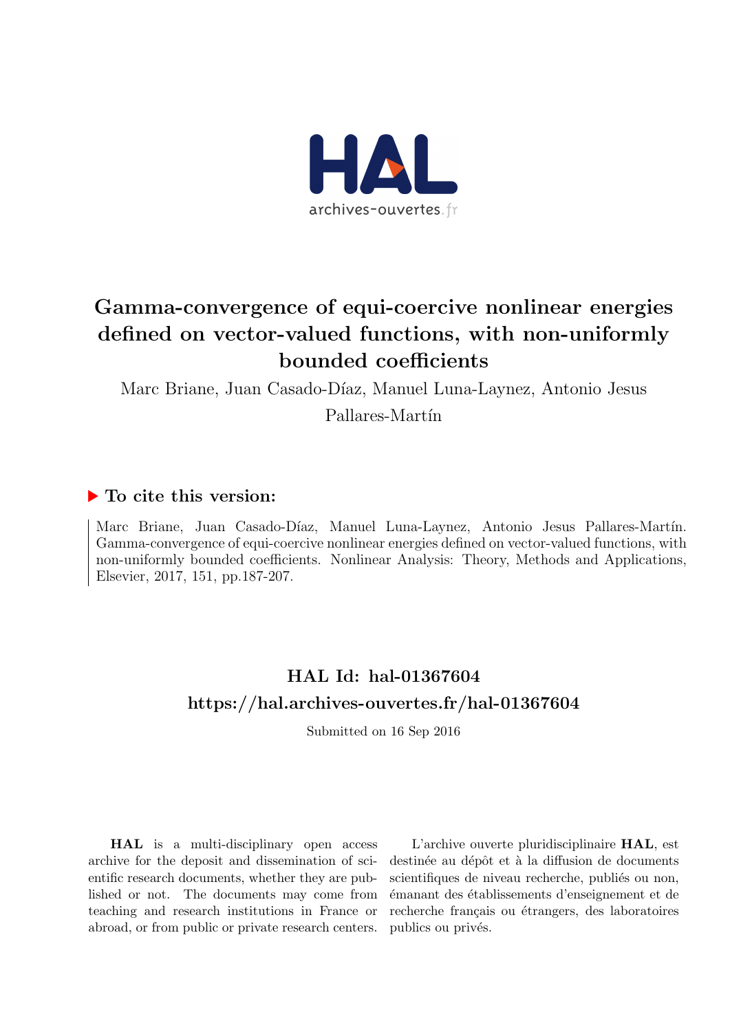# Gamma-convergence of equi-coercive nonlinear energies defined on vector-valued functions, with non-uniformly bounded coefficients

Marc Briane, Juan Casado-Díaz, Manuel Luna-Laynez, Antonio Jesus Pallares-Martín

## ▶ To cite this version:

Marc Briane, Juan Casado-Díaz, Manuel Luna-Laynez, Antonio Jesus Pallares-Martín. Gamma-convergence of equi-coercive nonlinear energies defined on vector-valued functions, with non-uniformly bounded coefficients. Nonlinear Analysis: Theory, Methods and Applications, Elsevier, 2017, 151, pp.187-207.

## HAL Id: hal-01367604

## https://hal.archives-ouvertes.fr/hal-01367604

Submitted on 16 Sep 2016

**HAL** is a multi-disciplinary open access archive for the deposit and dissemination of scientific research documents, whether they are published or not. The documents may come from teaching and research institutions in France or abroad, or from public or private research centers.

L'archive ouverte pluridisciplinaire **HAL**, est destinée au dépôt et à la diffusion de documents scientifiques de niveau recherche, publiés ou non, émanant des établissements d'enseignement et de recherche français ou étrangers, des laboratoires publics ou privés.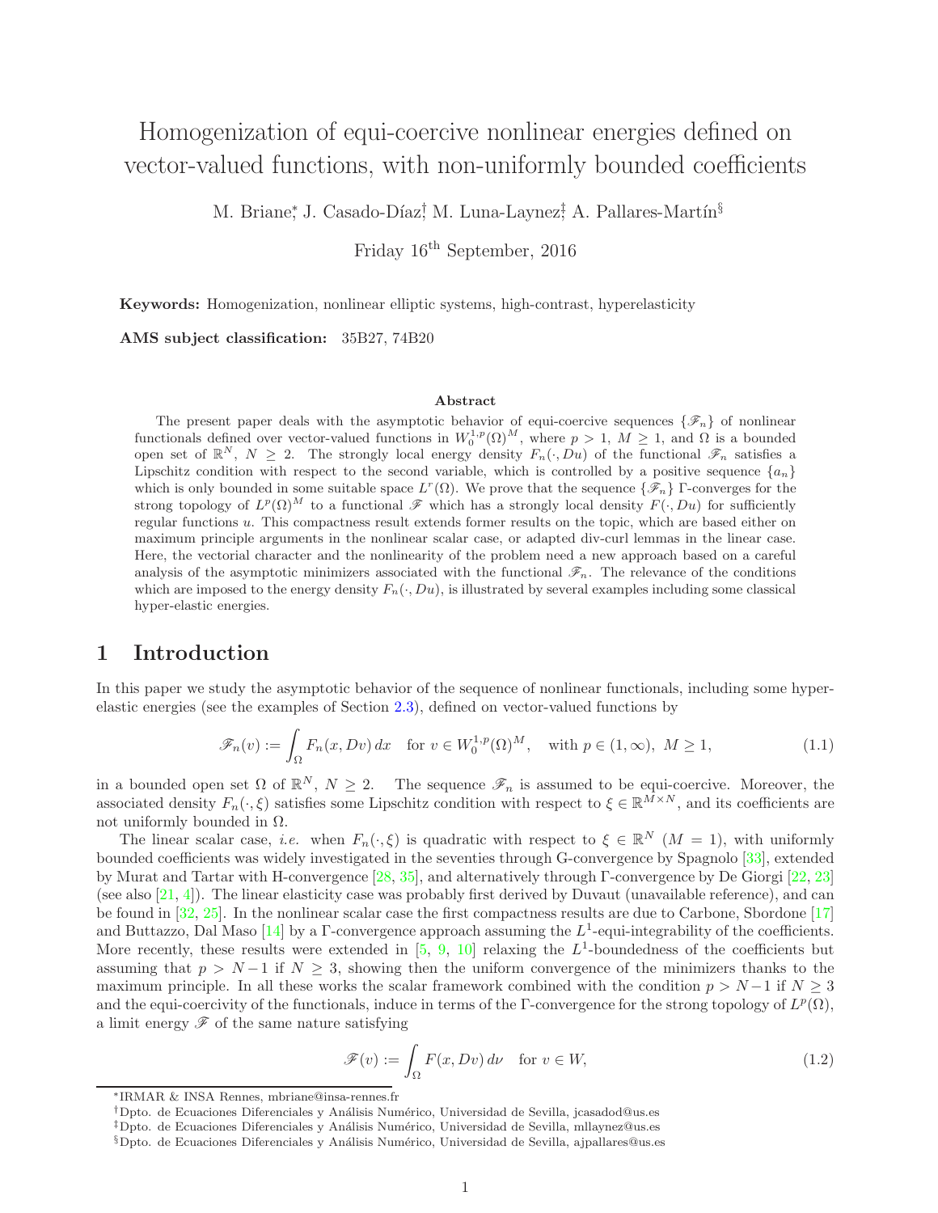# Homogenization of equi-coercive nonlinear energies defined on vector-valued functions, with non-uniformly bounded coefficients

M. Briane[*], J. Casado-Díaz[†], M. Luna-Laynez[‡], A. Pallares-Martín[§]

Friday 16th September, 2016

**Keywords:** Homogenization, nonlinear elliptic systems, high-contrast, hyperelasticity

**AMS subject classification:** 35B27, 74B20

### Abstract

The present paper deals with the asymptotic behavior of equi-coercive sequences $\{\mathscr{F}_n\}$ of nonlinear functionals defined over vector-valued functions in $W_0^{1,p}(\Omega)^M$, where $p > 1$, $M \geq 1$, and $\Omega$ is a bounded open set of $\mathbb{R}^N$, $N \geq 2$. The strongly local energy density $F_n(\cdot, Du)$ of the functional $\mathscr{F}_n$ satisfies a Lipschitz condition with respect to the second variable, which is controlled by a positive sequence $\{a_n\}$ which is only bounded in some suitable space $L^r(\Omega)$. We prove that the sequence $\{\mathscr{F}_n\}$ $\Gamma$-converges for the strong topology of $L^p(\Omega)^M$ to a functional $\mathscr{F}$ which has a strongly local density $F(\cdot, Du)$ for sufficiently regular functions $u$. This compactness result extends former results on the topic, which are based either on maximum principle arguments in the nonlinear scalar case, or adapted div-curl lemmas in the linear case. Here, the vectorial character and the nonlinearity of the problem need a new approach based on a careful analysis of the asymptotic minimizers associated with the functional $\mathscr{F}_n$. The relevance of the conditions which are imposed to the energy density $F_n(\cdot, Du)$, is illustrated by several examples including some classical hyper-elastic energies.

## 1 Introduction

In this paper we study the asymptotic behavior of the sequence of nonlinear functionals, including some hyper-elastic energies (see the examples of Section 2.3), defined on vector-valued functions by

$$\mathscr{F}_n(v) := \int_\Omega F_n(x, Dv)\,dx \quad \text{for } v \in W_0^{1,p}(\Omega)^M, \quad \text{with } p \in (1, \infty),\ M \geq 1, \tag{1.1}$$

in a bounded open set $\Omega$ of $\mathbb{R}^N$, $N \geq 2$. The sequence $\mathscr{F}_n$ is assumed to be equi-coercive. Moreover, the associated density $F_n(\cdot, \xi)$ satisfies some Lipschitz condition with respect to $\xi \in \mathbb{R}^{M\times N}$, and its coefficients are not uniformly bounded in $\Omega$.

The linear scalar case, *i.e.* when $F_n(\cdot, \xi)$ is quadratic with respect to $\xi \in \mathbb{R}^N$ ($M = 1$), with uniformly bounded coefficients was widely investigated in the seventies through G-convergence by Spagnolo [33], extended by Murat and Tartar with H-convergence [28, 35], and alternatively through $\Gamma$-convergence by De Giorgi [22, 23] (see also [21, 4]). The linear elasticity case was probably first derived by Duvaut (unavailable reference), and can be found in [32, 25]. In the nonlinear scalar case the first compactness results are due to Carbone, Sbordone [17] and Buttazzo, Dal Maso [14] by a $\Gamma$-convergence approach assuming the $L^1$-equi-integrability of the coefficients. More recently, these results were extended in [5, 9, 10] relaxing the $L^1$-boundedness of the coefficients but assuming that $p > N-1$ if $N \geq 3$, showing then the uniform convergence of the minimizers thanks to the maximum principle. In all these works the scalar framework combined with the condition $p > N-1$ if $N \geq 3$ and the equi-coercivity of the functionals, induce in terms of the $\Gamma$-convergence for the strong topology of $L^p(\Omega)$, a limit energy $\mathscr{F}$ of the same nature satisfying

$$\mathscr{F}(v) := \int_\Omega F(x, Dv)\,d\nu \quad \text{for } v \in W, \tag{1.2}$$

[*] IRMAR & INSA Rennes, mbriane@insa-rennes.fr

[†] Dpto. de Ecuaciones Diferenciales y Análisis Numérico, Universidad de Sevilla, jcasadod@us.es

[‡] Dpto. de Ecuaciones Diferenciales y Análisis Numérico, Universidad de Sevilla, mllaynez@us.es

[§] Dpto. de Ecuaciones Diferenciales y Análisis Numérico, Universidad de Sevilla, ajpallares@us.es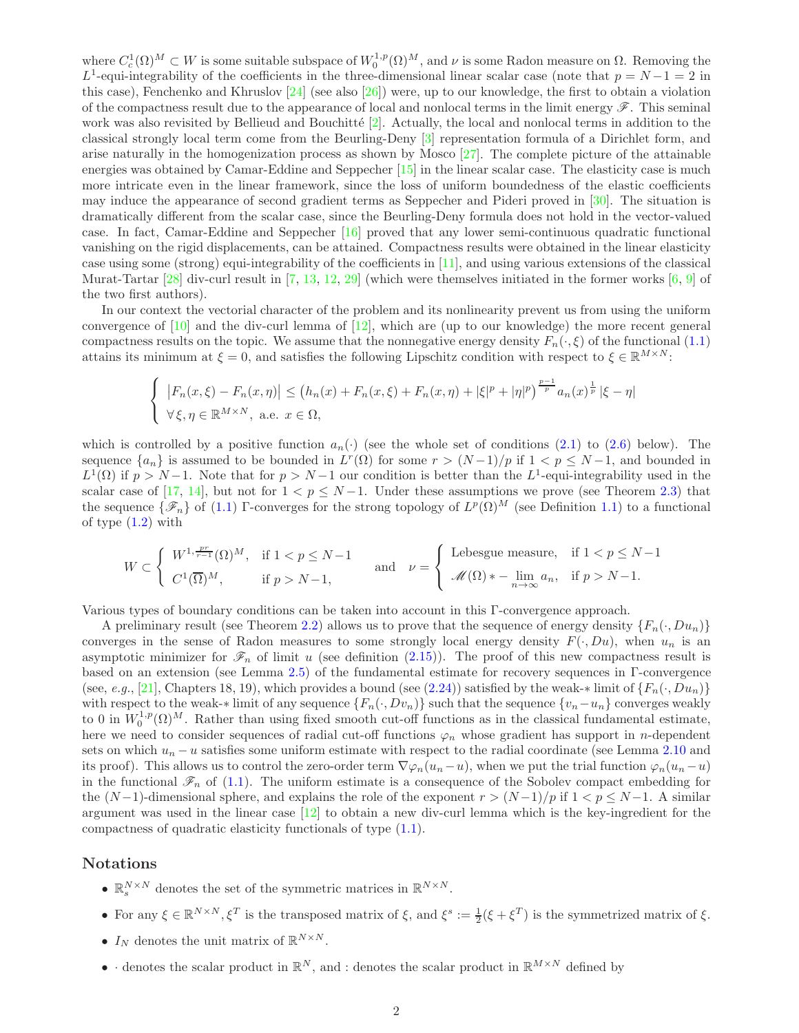where $C_c^1(\Omega)^M \subset W$ is some suitable subspace of $W_0^{1,p}(\Omega)^M$, and $\nu$ is some Radon measure on $\Omega$. Removing the $L^1$-equi-integrability of the coefficients in the three-dimensional linear scalar case (note that $p = N-1 = 2$ in this case), Fenchenko and Khruslov [24] (see also [26]) were, up to our knowledge, the first to obtain a violation of the compactness result due to the appearance of local and nonlocal terms in the limit energy $\mathscr{F}$. This seminal work was also revisited by Bellieud and Bouchitté [2]. Actually, the local and nonlocal terms in addition to the classical strongly local term come from the Beurling-Deny [3] representation formula of a Dirichlet form, and arise naturally in the homogenization process as shown by Mosco [27]. The complete picture of the attainable energies was obtained by Camar-Eddine and Seppecher [15] in the linear scalar case. The elasticity case is much more intricate even in the linear framework, since the loss of uniform boundedness of the elastic coefficients may induce the appearance of second gradient terms as Seppecher and Pideri proved in [30]. The situation is dramatically different from the scalar case, since the Beurling-Deny formula does not hold in the vector-valued case. In fact, Camar-Eddine and Seppecher [16] proved that any lower semi-continuous quadratic functional vanishing on the rigid displacements, can be attained. Compactness results were obtained in the linear elasticity case using some (strong) equi-integrability of the coefficients in [11], and using various extensions of the classical Murat-Tartar [28] div-curl result in [7, 13, 12, 29] (which were themselves initiated in the former works [6, 9] of the two first authors).

In our context the vectorial character of the problem and its nonlinearity prevent us from using the uniform convergence of [10] and the div-curl lemma of [12], which are (up to our knowledge) the more recent general compactness results on the topic. We assume that the nonnegative energy density $F_n(\cdot, \xi)$ of the functional (1.1) attains its minimum at $\xi = 0$, and satisfies the following Lipschitz condition with respect to $\xi \in \mathbb{R}^{M\times N}$:

$$
\begin{cases} \left|F_n(x,\xi) - F_n(x,\eta)\right| \le \left(h_n(x) + F_n(x,\xi) + F_n(x,\eta) + |\xi|^p + |\eta|^p\right)^{\frac{p-1}{p}} a_n(x)^{\frac{1}{p}} \, |\xi - \eta| \\ \forall\, \xi, \eta \in \mathbb{R}^{M\times N}, \text{ a.e. } x \in \Omega, \end{cases}
$$

which is controlled by a positive function $a_n(\cdot)$ (see the whole set of conditions (2.1) to (2.6) below). The sequence $\{a_n\}$ is assumed to be bounded in $L^r(\Omega)$ for some $r > (N-1)/p$ if $1 < p \le N-1$, and bounded in $L^1(\Omega)$ if $p > N-1$. Note that for $p > N-1$ our condition is better than the $L^1$-equi-integrability used in the scalar case of [17, 14], but not for $1 < p \le N-1$. Under these assumptions we prove (see Theorem 2.3) that the sequence $\{\mathscr{F}_n\}$ of (1.1) $\Gamma$-converges for the strong topology of $L^p(\Omega)^M$ (see Definition 1.1) to a functional of type (1.2) with

$$
W \subset \begin{cases} W^{1,\frac{pr}{r-1}}(\Omega)^M, & \text{if } 1 < p \le N-1 \\ C^1(\overline{\Omega})^M, & \text{if } p > N-1, \end{cases} \qquad \text{and} \qquad \nu = \begin{cases} \text{Lebesgue measure}, & \text{if } 1 < p \le N-1 \\ \mathscr{M}(\Omega)*-\lim\limits_{n\to\infty} a_n, & \text{if } p > N-1. \end{cases}
$$

Various types of boundary conditions can be taken into account in this $\Gamma$-convergence approach.

A preliminary result (see Theorem 2.2) allows us to prove that the sequence of energy density $\{F_n(\cdot, Du_n)\}$ converges in the sense of Radon measures to some strongly local energy density $F(\cdot, Du)$, when $u_n$ is an asymptotic minimizer for $\mathscr{F}_n$ of limit $u$ (see definition (2.15)). The proof of this new compactness result is based on an extension (see Lemma 2.5) of the fundamental estimate for recovery sequences in $\Gamma$-convergence (see, *e.g.*, [21], Chapters 18, 19), which provides a bound (see (2.24)) satisfied by the weak-$*$ limit of $\{F_n(\cdot, Du_n)\}$ with respect to the weak-$*$ limit of any sequence $\{F_n(\cdot, Dv_n)\}$ such that the sequence $\{v_n - u_n\}$ converges weakly to 0 in $W_0^{1,p}(\Omega)^M$. Rather than using fixed smooth cut-off functions as in the classical fundamental estimate, here we need to consider sequences of radial cut-off functions $\varphi_n$ whose gradient has support in $n$-dependent sets on which $u_n - u$ satisfies some uniform estimate with respect to the radial coordinate (see Lemma 2.10 and its proof). This allows us to control the zero-order term $\nabla\varphi_n(u_n - u)$, when we put the trial function $\varphi_n(u_n - u)$ in the functional $\mathscr{F}_n$ of (1.1). The uniform estimate is a consequence of the Sobolev compact embedding for the $(N-1)$-dimensional sphere, and explains the role of the exponent $r > (N-1)/p$ if $1 < p \le N-1$. A similar argument was used in the linear case [12] to obtain a new div-curl lemma which is the key-ingredient for the compactness of quadratic elasticity functionals of type (1.1).

## Notations

- $\mathbb{R}_s^{N\times N}$ denotes the set of the symmetric matrices in $\mathbb{R}^{N\times N}$.
- For any $\xi \in \mathbb{R}^{N\times N}$, $\xi^T$ is the transposed matrix of $\xi$, and $\xi^s := \frac{1}{2}(\xi + \xi^T)$ is the symmetrized matrix of $\xi$.
- $I_N$ denotes the unit matrix of $\mathbb{R}^{N\times N}$.
- $\cdot$ denotes the scalar product in $\mathbb{R}^N$, and $:$ denotes the scalar product in $\mathbb{R}^{M\times N}$ defined by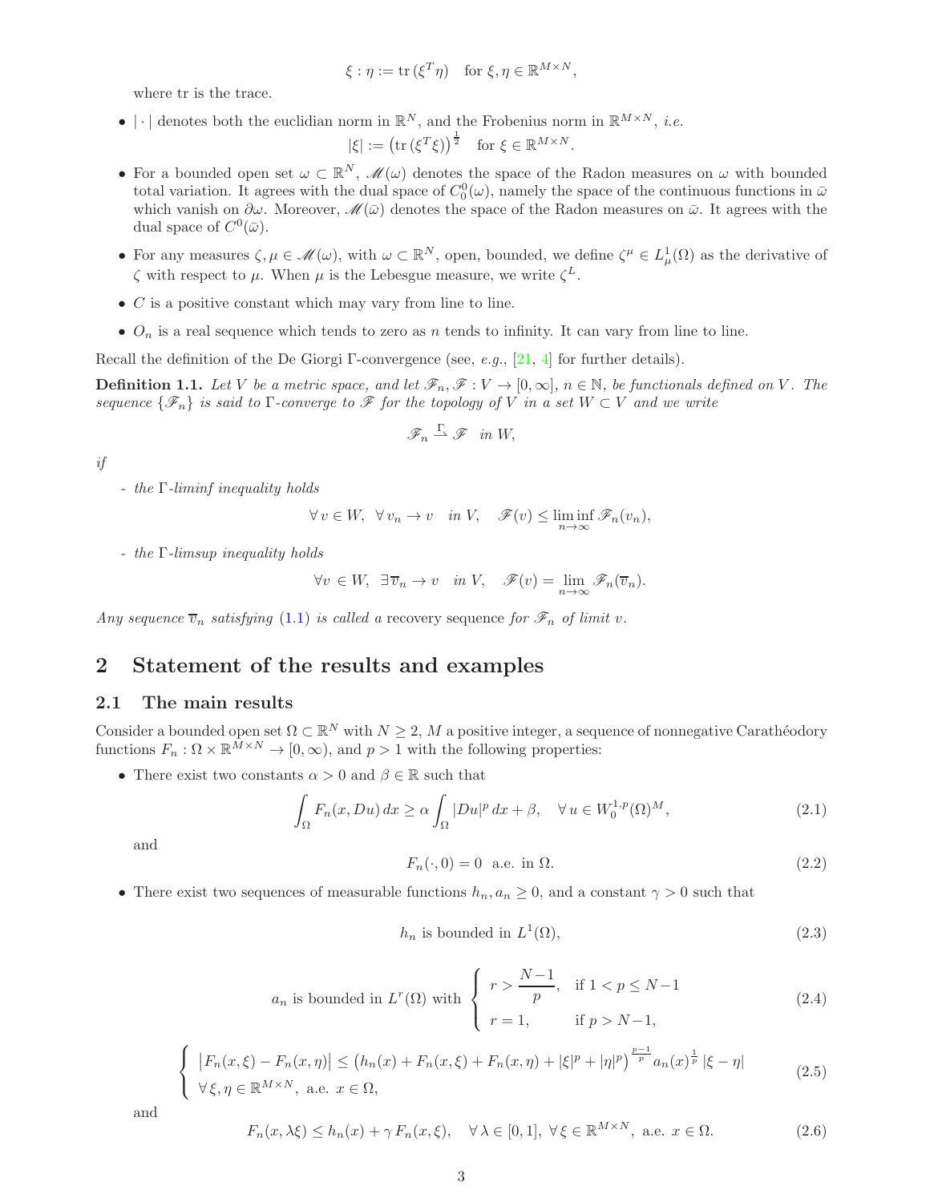$$\xi : \eta := \mathrm{tr}\,(\xi^T \eta) \quad \text{for } \xi, \eta \in \mathbb{R}^{M\times N},$$

where tr is the trace.

- $|\cdot|$ denotes both the euclidian norm in $\mathbb{R}^N$, and the Frobenius norm in $\mathbb{R}^{M\times N}$, *i.e.*
$$|\xi| := \left(\mathrm{tr}\,(\xi^T \xi)\right)^{\frac{1}{2}} \quad \text{for } \xi \in \mathbb{R}^{M\times N}.$$
- For a bounded open set $\omega \subset \mathbb{R}^N$, $\mathscr{M}(\omega)$ denotes the space of the Radon measures on $\omega$ with bounded total variation. It agrees with the dual space of $C^0_0(\omega)$, namely the space of the continuous functions in $\bar{\omega}$ which vanish on $\partial\omega$. Moreover, $\mathscr{M}(\bar{\omega})$ denotes the space of the Radon measures on $\bar{\omega}$. It agrees with the dual space of $C^0(\bar{\omega})$.
- For any measures $\zeta, \mu \in \mathscr{M}(\omega)$, with $\omega \subset \mathbb{R}^N$, open, bounded, we define $\zeta^\mu \in L^1_\mu(\Omega)$ as the derivative of $\zeta$ with respect to $\mu$. When $\mu$ is the Lebesgue measure, we write $\zeta^L$.
- $C$ is a positive constant which may vary from line to line.
- $O_n$ is a real sequence which tends to zero as $n$ tends to infinity. It can vary from line to line.

Recall the definition of the De Giorgi Γ-convergence (see, *e.g.*, [21, 4] for further details).

**Definition 1.1.** *Let $V$ be a metric space, and let $\mathscr{F}_n, \mathscr{F} : V \to [0, \infty]$, $n \in \mathbb{N}$, be functionals defined on $V$. The sequence $\{\mathscr{F}_n\}$ is said to Γ-converge to $\mathscr{F}$ for the topology of $V$ in a set $W \subset V$ and we write*

$$\mathscr{F}_n \xrightarrow{\Gamma} \mathscr{F} \quad \text{in } W,$$

*if*

- *the Γ-liminf inequality holds*
$$\forall\, v \in W, \ \ \forall\, v_n \to v \quad \text{in } V, \quad \mathscr{F}(v) \leq \liminf_{n\to\infty} \mathscr{F}_n(v_n),$$
- *the Γ-limsup inequality holds*
$$\forall v \in W, \ \ \exists\, \overline{v}_n \to v \quad \text{in } V, \quad \mathscr{F}(v) = \lim_{n\to\infty} \mathscr{F}_n(\overline{v}_n).$$

*Any sequence $\overline{v}_n$ satisfying (1.1) is called a* recovery sequence *for $\mathscr{F}_n$ of limit $v$.*

# 2 Statement of the results and examples

## 2.1 The main results

Consider a bounded open set $\Omega \subset \mathbb{R}^N$ with $N \geq 2$, $M$ a positive integer, a sequence of nonnegative Carathéodory functions $F_n : \Omega \times \mathbb{R}^{M\times N} \to [0, \infty)$, and $p > 1$ with the following properties:

- There exist two constants $\alpha > 0$ and $\beta \in \mathbb{R}$ such that
$$\int_\Omega F_n(x, Du)\, dx \geq \alpha \int_\Omega |Du|^p\, dx + \beta, \quad \forall\, u \in W^{1,p}_0(\Omega)^M, \tag{2.1}$$
and
$$F_n(\cdot, 0) = 0 \ \text{ a.e. in } \Omega. \tag{2.2}$$
- There exist two sequences of measurable functions $h_n, a_n \geq 0$, and a constant $\gamma > 0$ such that
$$h_n \text{ is bounded in } L^1(\Omega), \tag{2.3}$$
$$a_n \text{ is bounded in } L^r(\Omega) \text{ with } \begin{cases} r > \dfrac{N-1}{p}, & \text{if } 1 < p \leq N-1 \\ r = 1, & \text{if } p > N-1, \end{cases} \tag{2.4}$$
$$\begin{cases} \left|F_n(x,\xi) - F_n(x,\eta)\right| \leq \left(h_n(x) + F_n(x,\xi) + F_n(x,\eta) + |\xi|^p + |\eta|^p\right)^{\frac{p-1}{p}} a_n(x)^{\frac{1}{p}}\, |\xi - \eta| \\ \forall\, \xi, \eta \in \mathbb{R}^{M\times N}, \ \text{a.e. } x \in \Omega, \end{cases} \tag{2.5}$$
and
$$F_n(x, \lambda\xi) \leq h_n(x) + \gamma\, F_n(x,\xi), \quad \forall\, \lambda \in [0,1], \ \forall\, \xi \in \mathbb{R}^{M\times N}, \ \text{a.e. } x \in \Omega. \tag{2.6}$$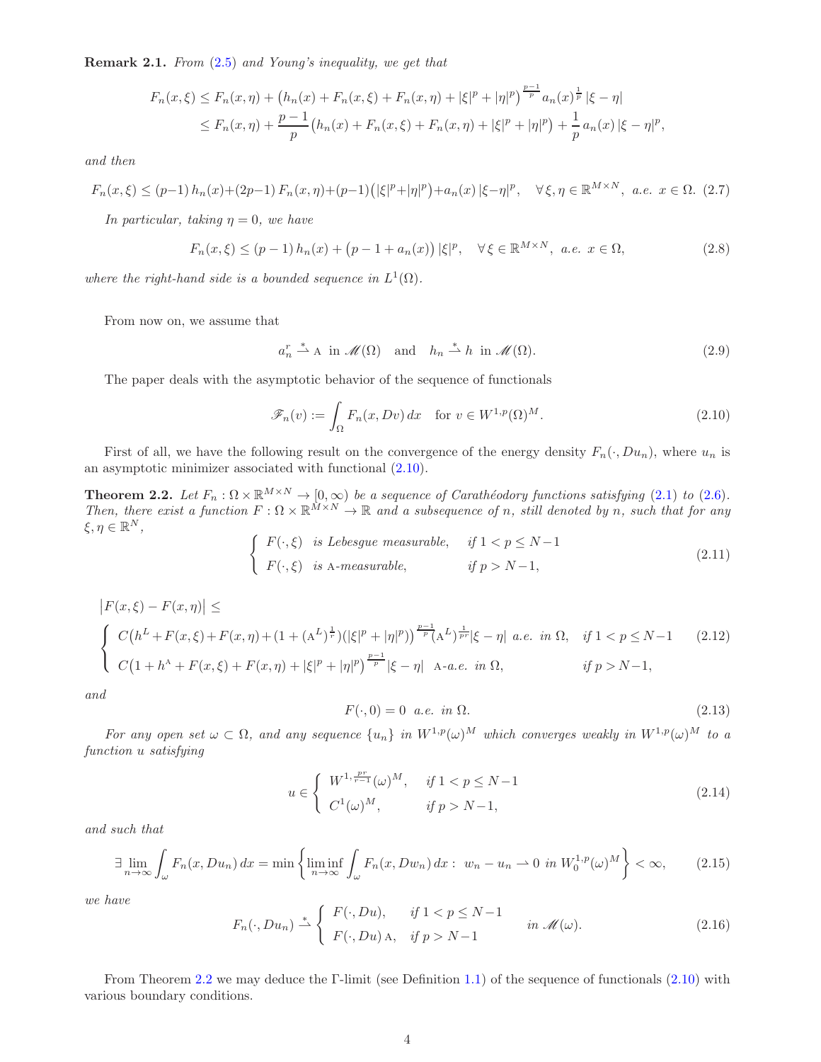**Remark 2.1.** *From (2.5) and Young's inequality, we get that*

$$
\begin{aligned}
F_n(x,\xi) &\le F_n(x,\eta) + \big(h_n(x) + F_n(x,\xi) + F_n(x,\eta) + |\xi|^p + |\eta|^p\big)^{\frac{p-1}{p}} a_n(x)^{\frac{1}{p}}\, |\xi-\eta| \\
&\le F_n(x,\eta) + \frac{p-1}{p}\big(h_n(x) + F_n(x,\xi) + F_n(x,\eta) + |\xi|^p + |\eta|^p\big) + \frac{1}{p}\, a_n(x)\, |\xi-\eta|^p,
\end{aligned}
$$

*and then*

$$
F_n(x,\xi) \le (p-1)\, h_n(x) + (2p-1)\, F_n(x,\eta) + (p-1)\big(|\xi|^p + |\eta|^p\big) + a_n(x)\, |\xi-\eta|^p, \quad \forall\, \xi,\eta \in \mathbb{R}^{M\times N},\ \text{a.e. } x\in\Omega. \tag{2.7}
$$

*In particular, taking $\eta = 0$, we have*

$$
F_n(x,\xi) \le (p-1)\, h_n(x) + \big(p-1+a_n(x)\big)\, |\xi|^p, \quad \forall\, \xi \in \mathbb{R}^{M\times N},\ \text{a.e. } x\in\Omega, \tag{2.8}
$$

*where the right-hand side is a bounded sequence in $L^1(\Omega)$.*

From now on, we assume that

$$
a_n^r \overset{*}{\rightharpoonup} \mathrm{A} \ \text{ in } \mathscr{M}(\Omega) \quad \text{and} \quad h_n \overset{*}{\rightharpoonup} h \ \text{ in } \mathscr{M}(\Omega). \tag{2.9}
$$

The paper deals with the asymptotic behavior of the sequence of functionals

$$
\mathscr{F}_n(v) := \int_\Omega F_n(x, Dv)\, dx \quad \text{for } v \in W^{1,p}(\Omega)^M. \tag{2.10}
$$

First of all, we have the following result on the convergence of the energy density $F_n(\cdot, Du_n)$, where $u_n$ is an asymptotic minimizer associated with functional (2.10).

**Theorem 2.2.** *Let $F_n : \Omega\times\mathbb{R}^{M\times N} \to [0,\infty)$ be a sequence of Carathéodory functions satisfying (2.1) to (2.6). Then, there exist a function $F : \Omega\times\mathbb{R}^{M\times N} \to \mathbb{R}$ and a subsequence of $n$, still denoted by $n$, such that for any $\xi,\eta \in \mathbb{R}^N$,*

$$
\begin{cases}
F(\cdot,\xi) \ \text{ is Lebesgue measurable}, & \text{if } 1<p\le N-1\\
F(\cdot,\xi) \ \text{ is } \mathrm{A}\text{-measurable}, & \text{if } p>N-1,
\end{cases} \tag{2.11}
$$

$$
\big|F(x,\xi) - F(x,\eta)\big| \le
$$

$$
\begin{cases}
C\big(h^L + F(x,\xi) + F(x,\eta) + (1+(\mathrm{A}^L)^{\frac{1}{r}})(|\xi|^p+|\eta|^p)\big)^{\frac{p-1}{p}} (\mathrm{A}^L)^{\frac{1}{pr}} |\xi-\eta| \ \text{ a.e. in } \Omega, & \text{if } 1<p\le N-1\\
C\big(1 + h^{\mathrm{A}} + F(x,\xi) + F(x,\eta) + |\xi|^p + |\eta|^p\big)^{\frac{p-1}{p}} |\xi-\eta| \ \ \mathrm{A}\text{-a.e. in } \Omega, & \text{if } p>N-1,
\end{cases} \tag{2.12}
$$

*and*

$$
F(\cdot,0) = 0 \ \text{ a.e. in } \Omega. \tag{2.13}
$$

*For any open set $\omega\subset\Omega$, and any sequence $\{u_n\}$ in $W^{1,p}(\omega)^M$ which converges weakly in $W^{1,p}(\omega)^M$ to a function $u$ satisfying*

$$
u \in \begin{cases}
W^{1,\frac{pr}{r-1}}(\omega)^M, & \text{if } 1<p\le N-1\\
C^1(\omega)^M, & \text{if } p>N-1,
\end{cases} \tag{2.14}
$$

*and such that*

$$
\exists \lim_{n\to\infty} \int_\omega F_n(x, Du_n)\, dx = \min\left\{ \liminf_{n\to\infty} \int_\omega F_n(x, Dw_n)\, dx :\ w_n - u_n \rightharpoonup 0 \ \text{ in } W_0^{1,p}(\omega)^M \right\} < \infty, \tag{2.15}
$$

*we have*

$$
F_n(\cdot, Du_n) \overset{*}{\rightharpoonup} \begin{cases}
F(\cdot, Du), & \text{if } 1<p\le N-1\\
F(\cdot, Du)\,\mathrm{A}, & \text{if } p>N-1
\end{cases} \quad \text{in } \mathscr{M}(\omega). \tag{2.16}
$$

From Theorem 2.2 we may deduce the Γ-limit (see Definition 1.1) of the sequence of functionals (2.10) with various boundary conditions.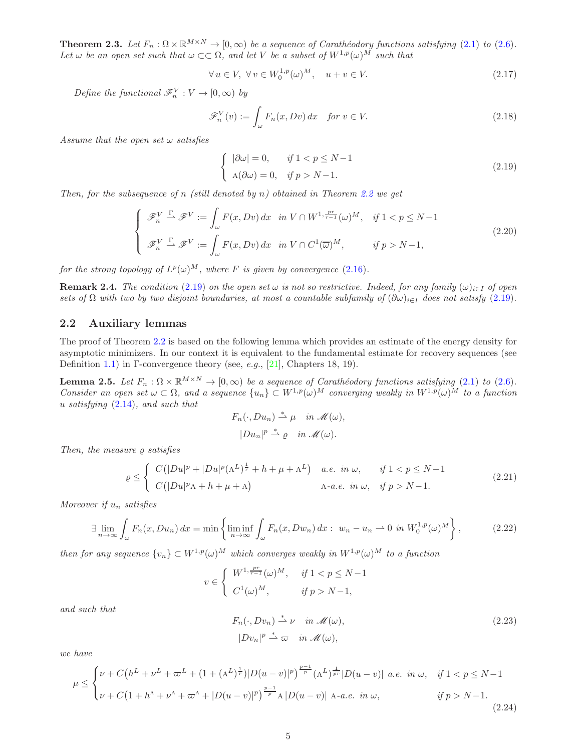**Theorem 2.3.** *Let $F_n : \Omega \times \mathbb{R}^{M\times N} \to [0,\infty)$ be a sequence of Carathéodory functions satisfying (2.1) to (2.6). Let $\omega$ be an open set such that $\omega \subset\subset \Omega$, and let $V$ be a subset of $W^{1,p}(\omega)^M$ such that*

$$\forall\, u \in V,\ \forall\, v \in W_0^{1,p}(\omega)^M, \quad u + v \in V. \tag{2.17}$$

*Define the functional $\mathscr{F}_n^V : V \to [0,\infty)$ by*

$$\mathscr{F}_n^V(v) := \int_\omega F_n(x, Dv)\, dx \quad \text{for } v \in V. \tag{2.18}$$

*Assume that the open set $\omega$ satisfies*

$$\begin{cases} |\partial\omega| = 0, & \text{if } 1 < p \le N-1 \\ \mathrm{A}(\partial\omega) = 0, & \text{if } p > N-1. \end{cases} \tag{2.19}$$

*Then, for the subsequence of $n$ (still denoted by $n$) obtained in Theorem 2.2 we get*

$$\begin{cases} \mathscr{F}_n^V \overset{\Gamma}{\rightharpoonup} \mathscr{F}^V := \displaystyle\int_\omega F(x, Dv)\, dx & \text{in } V \cap W^{1,\frac{pr}{r-1}}(\omega)^M, \quad \text{if } 1 < p \le N-1 \\ \mathscr{F}_n^V \overset{\Gamma}{\rightharpoonup} \mathscr{F}^V := \displaystyle\int_\omega F(x, Dv)\, dx & \text{in } V \cap C^1(\overline{\omega})^M, \quad \text{if } p > N-1, \end{cases} \tag{2.20}$$

*for the strong topology of $L^p(\omega)^M$, where $F$ is given by convergence (2.16).*

**Remark 2.4.** *The condition (2.19) on the open set $\omega$ is not so restrictive. Indeed, for any family $(\omega)_{i\in I}$ of open sets of $\Omega$ with two by two disjoint boundaries, at most a countable subfamily of $(\partial\omega)_{i\in I}$ does not satisfy (2.19).*

## 2.2 Auxiliary lemmas

The proof of Theorem 2.2 is based on the following lemma which provides an estimate of the energy density for asymptotic minimizers. In our context it is equivalent to the fundamental estimate for recovery sequences (see Definition 1.1) in Γ-convergence theory (see, *e.g.*, [21], Chapters 18, 19).

**Lemma 2.5.** *Let $F_n : \Omega \times \mathbb{R}^{M\times N} \to [0,\infty)$ be a sequence of Carathéodory functions satisfying (2.1) to (2.6). Consider an open set $\omega \subset \Omega$, and a sequence $\{u_n\} \subset W^{1,p}(\omega)^M$ converging weakly in $W^{1,p}(\omega)^M$ to a function $u$ satisfying (2.14), and such that*

$$F_n(\cdot, Du_n) \overset{*}{\rightharpoonup} \mu \quad \text{in } \mathscr{M}(\omega),$$
$$|Du_n|^p \overset{*}{\rightharpoonup} \varrho \quad \text{in } \mathscr{M}(\omega).$$

*Then, the measure $\varrho$ satisfies*

$$\varrho \le \begin{cases} C\big(|Du|^p + |Du|^p(\mathrm{A}^L)^{\frac{1}{r}} + h + \mu + \mathrm{A}^L\big) & \text{a.e. in } \omega, \quad \text{if } 1 < p \le N-1 \\ C\big(|Du|^p\mathrm{A} + h + \mu + \mathrm{A}\big) & \mathrm{A}\text{-a.e. in } \omega, \quad \text{if } p > N-1. \end{cases} \tag{2.21}$$

*Moreover if $u_n$ satisfies*

$$\exists \lim_{n\to\infty} \int_\omega F_n(x, Du_n)\, dx = \min\left\{ \liminf_{n\to\infty} \int_\omega F_n(x, Dw_n)\, dx : \ w_n - u_n \rightharpoonup 0 \text{ in } W_0^{1,p}(\omega)^M \right\}, \tag{2.22}$$

*then for any sequence $\{v_n\} \subset W^{1,p}(\omega)^M$ which converges weakly in $W^{1,p}(\omega)^M$ to a function*

$$v \in \begin{cases} W^{1,\frac{pr}{r-1}}(\omega)^M, & \text{if } 1 < p \le N-1 \\ C^1(\omega)^M, & \text{if } p > N-1, \end{cases}$$

*and such that*

$$\begin{aligned} F_n(\cdot, Dv_n) &\overset{*}{\rightharpoonup} \nu \quad \text{in } \mathscr{M}(\omega), \\ |Dv_n|^p &\overset{*}{\rightharpoonup} \varpi \quad \text{in } \mathscr{M}(\omega), \end{aligned} \tag{2.23}$$

*we have*

$$\mu \le \begin{cases} \nu + C\big(h^L + \nu^L + \varpi^L + (1 + (\mathrm{A}^L)^{\frac{1}{r}})|D(u-v)|^p\big)^{\frac{p-1}{p}}(\mathrm{A}^L)^{\frac{1}{pr}}|D(u-v)| \ \text{a.e. in } \omega, & \text{if } 1 < p \le N-1 \\ \nu + C\big(1 + h^{\mathrm{A}} + \nu^{\mathrm{A}} + \varpi^{\mathrm{A}} + |D(u-v)|^p\big)^{\frac{p-1}{p}}\mathrm{A}\,|D(u-v)| \ \mathrm{A}\text{-a.e. in } \omega, & \text{if } p > N-1. \end{cases} \tag{2.24}$$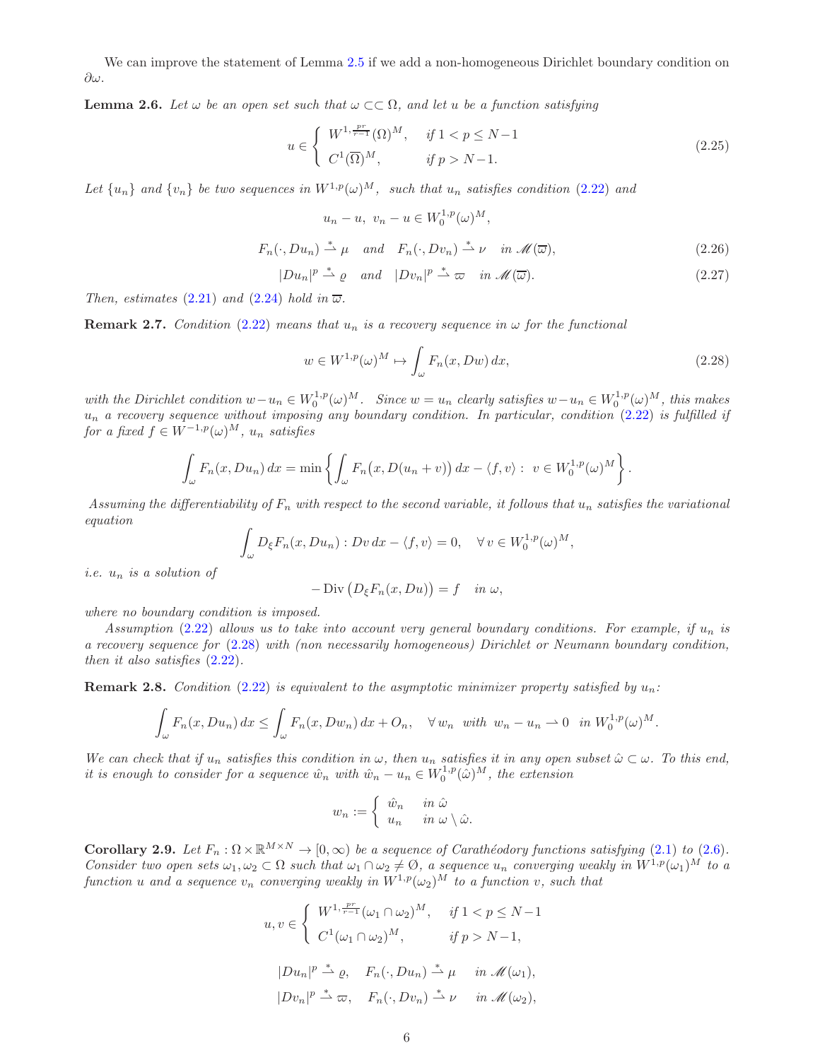We can improve the statement of Lemma 2.5 if we add a non-homogeneous Dirichlet boundary condition on $\partial\omega$.

**Lemma 2.6.** *Let $\omega$ be an open set such that $\omega \subset\subset \Omega$, and let $u$ be a function satisfying*

$$u \in \begin{cases} W^{1,\frac{pr}{r-1}}(\Omega)^M, & \text{if } 1 < p \leq N-1 \\ C^1(\overline{\Omega})^M, & \text{if } p > N-1. \end{cases} \tag{2.25}$$

*Let $\{u_n\}$ and $\{v_n\}$ be two sequences in $W^{1,p}(\omega)^M$, such that $u_n$ satisfies condition (2.22) and*

$$u_n - u,\ v_n - u \in W_0^{1,p}(\omega)^M,$$

$$F_n(\cdot, Du_n) \overset{*}{\rightharpoonup} \mu \quad \text{and} \quad F_n(\cdot, Dv_n) \overset{*}{\rightharpoonup} \nu \quad \text{in } \mathscr{M}(\overline{\omega}), \tag{2.26}$$

$$|Du_n|^p \overset{*}{\rightharpoonup} \varrho \quad \text{and} \quad |Dv_n|^p \overset{*}{\rightharpoonup} \varpi \quad \text{in } \mathscr{M}(\overline{\omega}). \tag{2.27}$$

*Then, estimates (2.21) and (2.24) hold in $\overline{\omega}$.*

**Remark 2.7.** *Condition (2.22) means that $u_n$ is a recovery sequence in $\omega$ for the functional*

$$w \in W^{1,p}(\omega)^M \mapsto \int_\omega F_n(x, Dw)\, dx, \tag{2.28}$$

*with the Dirichlet condition $w - u_n \in W_0^{1,p}(\omega)^M$. Since $w = u_n$ clearly satisfies $w - u_n \in W_0^{1,p}(\omega)^M$, this makes $u_n$ a recovery sequence without imposing any boundary condition. In particular, condition (2.22) is fulfilled if for a fixed $f \in W^{-1,p}(\omega)^M$, $u_n$ satisfies*

$$\int_\omega F_n(x, Du_n)\, dx = \min\left\{ \int_\omega F_n\big(x, D(u_n + v)\big)\, dx - \langle f, v\rangle :\ v \in W_0^{1,p}(\omega)^M \right\}.$$

*Assuming the differentiability of $F_n$ with respect to the second variable, it follows that $u_n$ satisfies the variational equation*

$$\int_\omega D_\xi F_n(x, Du_n) : Dv\, dx - \langle f, v\rangle = 0, \quad \forall\, v \in W_0^{1,p}(\omega)^M,$$

*i.e. $u_n$ is a solution of*

$$-\operatorname{Div}\big(D_\xi F_n(x, Du)\big) = f \quad \text{in } \omega,$$

*where no boundary condition is imposed.*

*Assumption (2.22) allows us to take into account very general boundary conditions. For example, if $u_n$ is a recovery sequence for (2.28) with (non necessarily homogeneous) Dirichlet or Neumann boundary condition, then it also satisfies (2.22).*

**Remark 2.8.** *Condition (2.22) is equivalent to the asymptotic minimizer property satisfied by $u_n$:*

$$\int_\omega F_n(x, Du_n)\, dx \leq \int_\omega F_n(x, Dw_n)\, dx + O_n, \quad \forall\, w_n \text{ with } w_n - u_n \rightharpoonup 0 \text{ in } W_0^{1,p}(\omega)^M.$$

*We can check that if $u_n$ satisfies this condition in $\omega$, then $u_n$ satisfies it in any open subset $\hat{\omega} \subset \omega$. To this end, it is enough to consider for a sequence $\hat{w}_n$ with $\hat{w}_n - u_n \in W_0^{1,p}(\hat{\omega})^M$, the extension*

$$w_n := \begin{cases} \hat{w}_n & \text{in } \hat{\omega} \\ u_n & \text{in } \omega \setminus \hat{\omega}. \end{cases}$$

**Corollary 2.9.** *Let $F_n : \Omega \times \mathbb{R}^{M\times N} \to [0, \infty)$ be a sequence of Carathéodory functions satisfying (2.1) to (2.6). Consider two open sets $\omega_1, \omega_2 \subset \Omega$ such that $\omega_1 \cap \omega_2 \neq \emptyset$, a sequence $u_n$ converging weakly in $W^{1,p}(\omega_1)^M$ to a function $u$ and a sequence $v_n$ converging weakly in $W^{1,p}(\omega_2)^M$ to a function $v$, such that*

$$u, v \in \begin{cases} W^{1,\frac{pr}{r-1}}(\omega_1 \cap \omega_2)^M, & \text{if } 1 < p \leq N-1 \\ C^1(\omega_1 \cap \omega_2)^M, & \text{if } p > N-1, \end{cases}$$

$$|Du_n|^p \overset{*}{\rightharpoonup} \varrho, \quad F_n(\cdot, Du_n) \overset{*}{\rightharpoonup} \mu \quad \text{in } \mathscr{M}(\omega_1),$$

$$|Dv_n|^p \overset{*}{\rightharpoonup} \varpi, \quad F_n(\cdot, Dv_n) \overset{*}{\rightharpoonup} \nu \quad \text{in } \mathscr{M}(\omega_2),$$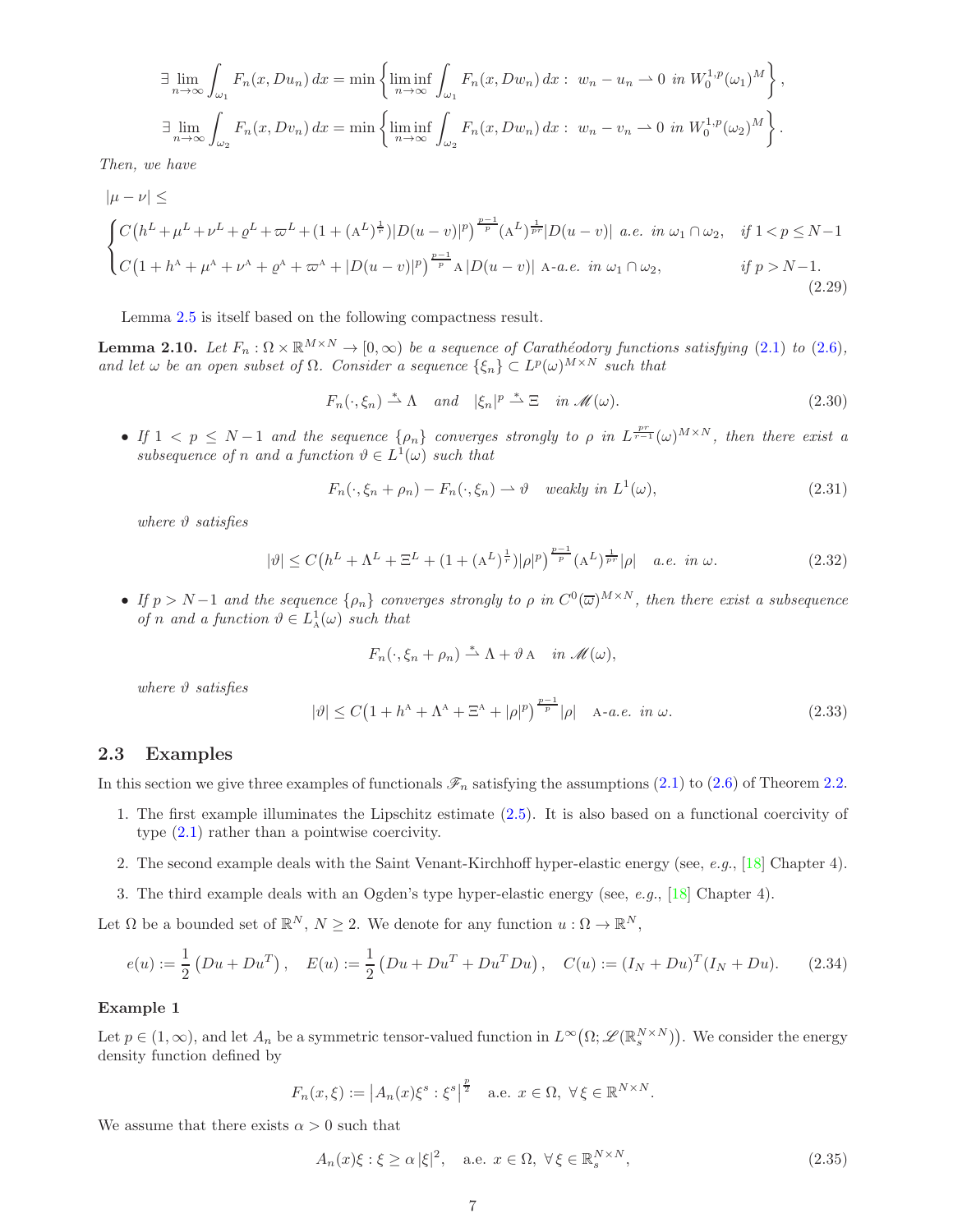$$\exists \lim_{n\to\infty} \int_{\omega_1} F_n(x, Du_n)\,dx = \min\left\{ \liminf_{n\to\infty} \int_{\omega_1} F_n(x, Dw_n)\,dx : \; w_n - u_n \rightharpoonup 0 \;\; in \; W_0^{1,p}(\omega_1)^M \right\},$$

$$\exists \lim_{n\to\infty} \int_{\omega_2} F_n(x, Dv_n)\,dx = \min\left\{ \liminf_{n\to\infty} \int_{\omega_2} F_n(x, Dw_n)\,dx : \; w_n - v_n \rightharpoonup 0 \;\; in \; W_0^{1,p}(\omega_2)^M \right\}.$$

*Then, we have*

$$|\mu - \nu| \leq$$
$$\begin{cases} C\big(h^L + \mu^L + \nu^L + \varrho^L + \varpi^L + (1 + (\mathrm{A}^L)^{\frac{1}{r}})|D(u-v)|^p\big)^{\frac{p-1}{p}} (\mathrm{A}^L)^{\frac{1}{pr}} |D(u-v)| \;\; a.e. \;\; in \; \omega_1 \cap \omega_2, & if \; 1 < p \leq N-1 \\ C\big(1 + h^{\mathrm{A}} + \mu^{\mathrm{A}} + \nu^{\mathrm{A}} + \varrho^{\mathrm{A}} + \varpi^{\mathrm{A}} + |D(u-v)|^p\big)^{\frac{p-1}{p}} \mathrm{A}\,|D(u-v)| \;\; \mathrm{A}\text{-}a.e. \;\; in \; \omega_1 \cap \omega_2, & if \; p > N-1. \end{cases} \tag{2.29}$$

Lemma 2.5 is itself based on the following compactness result.

**Lemma 2.10.** *Let $F_n : \Omega \times \mathbb{R}^{M\times N} \to [0, \infty)$ be a sequence of Carathéodory functions satisfying (2.1) to (2.6), and let $\omega$ be an open subset of $\Omega$. Consider a sequence $\{\xi_n\} \subset L^p(\omega)^{M\times N}$ such that*

$$F_n(\cdot, \xi_n) \overset{*}{\rightharpoonup} \Lambda \quad and \quad |\xi_n|^p \overset{*}{\rightharpoonup} \Xi \quad in \; \mathscr{M}(\omega). \tag{2.30}$$

- *If $1 < p \leq N-1$ and the sequence $\{\rho_n\}$ converges strongly to $\rho$ in $L^{\frac{pr}{r-1}}(\omega)^{M\times N}$, then there exist a subsequence of $n$ and a function $\vartheta \in L^1(\omega)$ such that*

$$F_n(\cdot, \xi_n + \rho_n) - F_n(\cdot, \xi_n) \rightharpoonup \vartheta \quad weakly \; in \; L^1(\omega), \tag{2.31}$$

  *where $\vartheta$ satisfies*

$$|\vartheta| \leq C\big(h^L + \Lambda^L + \Xi^L + (1 + (\mathrm{A}^L)^{\frac{1}{r}})|\rho|^p\big)^{\frac{p-1}{p}} (\mathrm{A}^L)^{\frac{1}{pr}} |\rho| \quad a.e. \;\; in \; \omega. \tag{2.32}$$

- *If $p > N-1$ and the sequence $\{\rho_n\}$ converges strongly to $\rho$ in $C^0(\overline{\varpi})^{M\times N}$, then there exist a subsequence of $n$ and a function $\vartheta \in L^1_{\mathrm{A}}(\omega)$ such that*

$$F_n(\cdot, \xi_n + \rho_n) \overset{*}{\rightharpoonup} \Lambda + \vartheta\,\mathrm{A} \quad in \; \mathscr{M}(\omega),$$

  *where $\vartheta$ satisfies*

$$|\vartheta| \leq C\big(1 + h^{\mathrm{A}} + \Lambda^{\mathrm{A}} + \Xi^{\mathrm{A}} + |\rho|^p\big)^{\frac{p-1}{p}} |\rho| \quad \mathrm{A}\text{-}a.e. \;\; in \; \omega. \tag{2.33}$$

## 2.3 Examples

In this section we give three examples of functionals $\mathscr{F}_n$ satisfying the assumptions (2.1) to (2.6) of Theorem 2.2.

1. The first example illuminates the Lipschitz estimate (2.5). It is also based on a functional coercivity of type (2.1) rather than a pointwise coercivity.
2. The second example deals with the Saint Venant-Kirchhoff hyper-elastic energy (see, *e.g.*, [18] Chapter 4).
3. The third example deals with an Ogden's type hyper-elastic energy (see, *e.g.*, [18] Chapter 4).

Let $\Omega$ be a bounded set of $\mathbb{R}^N$, $N \geq 2$. We denote for any function $u : \Omega \to \mathbb{R}^N$,

$$e(u) := \frac{1}{2}\left(Du + Du^T\right), \quad E(u) := \frac{1}{2}\left(Du + Du^T + Du^T Du\right), \quad C(u) := (I_N + Du)^T (I_N + Du). \tag{2.34}$$

**Example 1**

Let $p \in (1, \infty)$, and let $A_n$ be a symmetric tensor-valued function in $L^\infty\big(\Omega; \mathscr{L}(\mathbb{R}^{N\times N}_s)\big)$. We consider the energy density function defined by

$$F_n(x, \xi) := \left|A_n(x)\xi^s : \xi^s\right|^{\frac{p}{2}} \quad \text{a.e. } x \in \Omega, \; \forall\, \xi \in \mathbb{R}^{N\times N}.$$

We assume that there exists $\alpha > 0$ such that

$$A_n(x)\xi : \xi \geq \alpha\,|\xi|^2, \quad \text{a.e. } x \in \Omega, \; \forall\, \xi \in \mathbb{R}^{N\times N}_s, \tag{2.35}$$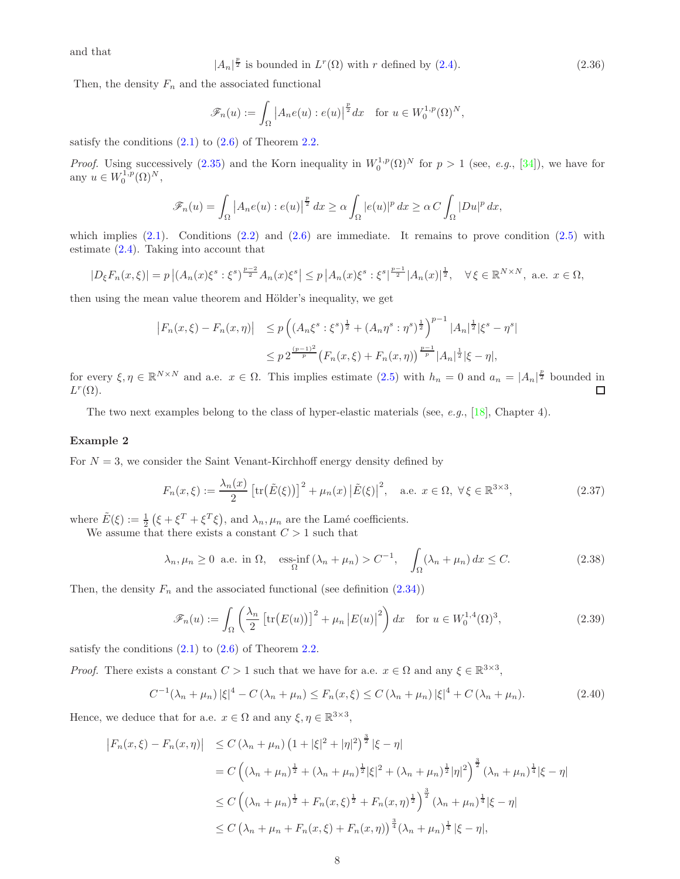and that

$$|A_n|^{\frac{p}{2}} \text{ is bounded in } L^r(\Omega) \text{ with } r \text{ defined by (2.4).} \tag{2.36}$$

Then, the density $F_n$ and the associated functional

$$\mathscr{F}_n(u) := \int_\Omega \left|A_n e(u) : e(u)\right|^{\frac{p}{2}} dx \quad \text{for } u \in W_0^{1,p}(\Omega)^N,$$

satisfy the conditions (2.1) to (2.6) of Theorem 2.2.

*Proof.* Using successively (2.35) and the Korn inequality in $W_0^{1,p}(\Omega)^N$ for $p > 1$ (see, *e.g.*, [34]), we have for any $u \in W_0^{1,p}(\Omega)^N$,

$$\mathscr{F}_n(u) = \int_\Omega \left|A_n e(u) : e(u)\right|^{\frac{p}{2}} dx \geq \alpha \int_\Omega |e(u)|^p\, dx \geq \alpha\, C \int_\Omega |Du|^p\, dx,$$

which implies (2.1). Conditions (2.2) and (2.6) are immediate. It remains to prove condition (2.5) with estimate (2.4). Taking into account that

$$|D_\xi F_n(x,\xi)| = p\left|(A_n(x)\xi^s : \xi^s)^{\frac{p-2}{2}} A_n(x)\xi^s\right| \leq p\left|A_n(x)\xi^s : \xi^s\right|^{\frac{p-1}{2}} |A_n(x)|^{\frac{1}{2}}, \quad \forall \xi \in \mathbb{R}^{N\times N}, \text{ a.e. } x \in \Omega,$$

then using the mean value theorem and Hölder's inequality, we get

$$\begin{aligned}
\left|F_n(x,\xi) - F_n(x,\eta)\right| &\leq p\left((A_n\xi^s : \xi^s)^{\frac{1}{2}} + (A_n\eta^s : \eta^s)^{\frac{1}{2}}\right)^{p-1} |A_n|^{\frac{1}{2}} |\xi^s - \eta^s| \\
&\leq p\, 2^{\frac{(p-1)^2}{p}} \left(F_n(x,\xi) + F_n(x,\eta)\right)^{\frac{p-1}{p}} |A_n|^{\frac{1}{2}} |\xi - \eta|,
\end{aligned}$$

for every $\xi, \eta \in \mathbb{R}^{N\times N}$ and a.e. $x \in \Omega$. This implies estimate (2.5) with $h_n = 0$ and $a_n = |A_n|^{\frac{p}{2}}$ bounded in $L^r(\Omega)$. $\square$

The two next examples belong to the class of hyper-elastic materials (see, *e.g.*, [18], Chapter 4).

**Example 2**

For $N = 3$, we consider the Saint Venant-Kirchhoff energy density defined by

$$F_n(x,\xi) := \frac{\lambda_n(x)}{2}\left[\mathrm{tr}\big(\tilde{E}(\xi)\big)\right]^2 + \mu_n(x)\left|\tilde{E}(\xi)\right|^2, \quad \text{a.e. } x \in \Omega,\ \forall \xi \in \mathbb{R}^{3\times 3}, \tag{2.37}$$

where $\tilde{E}(\xi) := \frac{1}{2}\left(\xi + \xi^T + \xi^T\xi\right)$, and $\lambda_n, \mu_n$ are the Lamé coefficients.

We assume that there exists a constant $C > 1$ such that

$$\lambda_n, \mu_n \geq 0 \text{ a.e. in } \Omega, \quad \underset{\Omega}{\text{ess-inf}}\,(\lambda_n + \mu_n) > C^{-1}, \quad \int_\Omega (\lambda_n + \mu_n)\, dx \leq C. \tag{2.38}$$

Then, the density $F_n$ and the associated functional (see definition (2.34))

$$\mathscr{F}_n(u) := \int_\Omega \left(\frac{\lambda_n}{2}\left[\mathrm{tr}\big(E(u)\big)\right]^2 + \mu_n\left|E(u)\right|^2\right) dx \quad \text{for } u \in W_0^{1,4}(\Omega)^3, \tag{2.39}$$

satisfy the conditions (2.1) to (2.6) of Theorem 2.2.

*Proof.* There exists a constant $C > 1$ such that we have for a.e. $x \in \Omega$ and any $\xi \in \mathbb{R}^{3\times 3}$,

$$C^{-1}(\lambda_n + \mu_n)\,|\xi|^4 - C\,(\lambda_n + \mu_n) \leq F_n(x,\xi) \leq C\,(\lambda_n + \mu_n)\,|\xi|^4 + C\,(\lambda_n + \mu_n). \tag{2.40}$$

Hence, we deduce that for a.e. $x \in \Omega$ and any $\xi, \eta \in \mathbb{R}^{3\times 3}$,

$$\begin{aligned}
\left|F_n(x,\xi) - F_n(x,\eta)\right| &\leq C\,(\lambda_n + \mu_n)\left(1 + |\xi|^2 + |\eta|^2\right)^{\frac{3}{2}} |\xi - \eta| \\
&= C\left((\lambda_n + \mu_n)^{\frac{1}{2}} + (\lambda_n + \mu_n)^{\frac{1}{2}}|\xi|^2 + (\lambda_n + \mu_n)^{\frac{1}{2}}|\eta|^2\right)^{\frac{3}{2}} (\lambda_n + \mu_n)^{\frac{1}{4}} |\xi - \eta| \\
&\leq C\left((\lambda_n + \mu_n)^{\frac{1}{2}} + F_n(x,\xi)^{\frac{1}{2}} + F_n(x,\eta)^{\frac{1}{2}}\right)^{\frac{3}{2}} (\lambda_n + \mu_n)^{\frac{1}{4}} |\xi - \eta| \\
&\leq C\left(\lambda_n + \mu_n + F_n(x,\xi) + F_n(x,\eta)\right)^{\frac{3}{4}} (\lambda_n + \mu_n)^{\frac{1}{4}}\, |\xi - \eta|,
\end{aligned}$$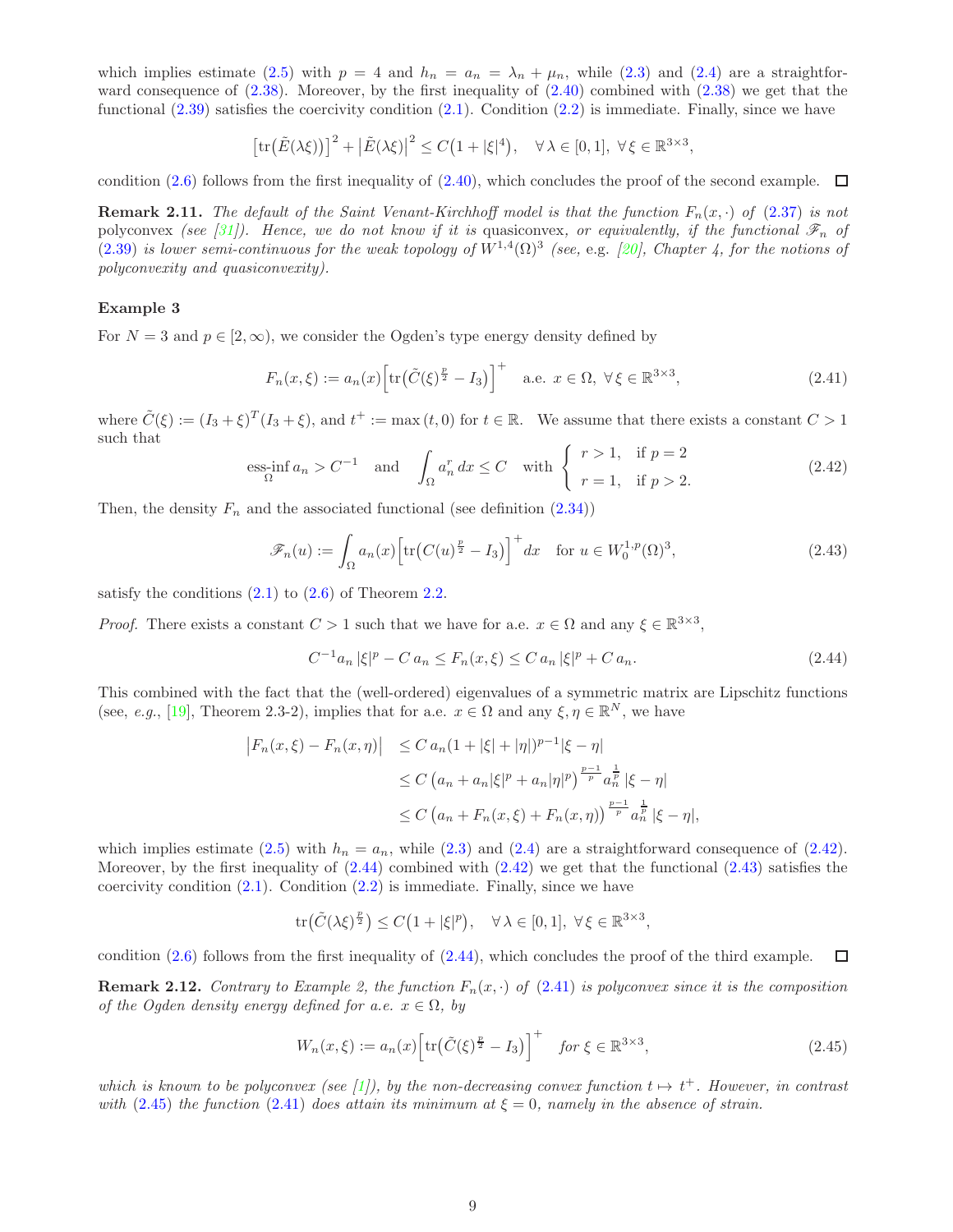which implies estimate (2.5) with $p = 4$ and $h_n = a_n = \lambda_n + \mu_n$, while (2.3) and (2.4) are a straightforward consequence of (2.38). Moreover, by the first inequality of (2.40) combined with (2.38) we get that the functional (2.39) satisfies the coercivity condition (2.1). Condition (2.2) is immediate. Finally, since we have

$$\left[\operatorname{tr}\big(\tilde{E}(\lambda\xi)\big)\right]^2 + \big|\tilde{E}(\lambda\xi)\big|^2 \leq C\big(1 + |\xi|^4\big), \quad \forall\, \lambda \in [0,1],\ \forall\, \xi \in \mathbb{R}^{3\times 3},$$

condition (2.6) follows from the first inequality of (2.40), which concludes the proof of the second example. ☐

**Remark 2.11.** *The default of the Saint Venant-Kirchhoff model is that the function $F_n(x, \cdot)$ of (2.37) is not* polyconvex *(see [31]). Hence, we do not know if it is* quasiconvex*, or equivalently, if the functional $\mathscr{F}_n$ of (2.39) is lower semi-continuous for the weak topology of $W^{1,4}(\Omega)^3$ (see,* e.g. *[20], Chapter 4, for the notions of polyconvexity and quasiconvexity).*

**Example 3**

For $N = 3$ and $p \in [2, \infty)$, we consider the Ogden's type energy density defined by

$$F_n(x, \xi) := a_n(x)\Big[\operatorname{tr}\big(\tilde{C}(\xi)^{\frac{p}{2}} - I_3\big)\Big]^+ \quad \text{a.e. } x \in \Omega,\ \forall\, \xi \in \mathbb{R}^{3\times 3}, \tag{2.41}$$

where $\tilde{C}(\xi) := (I_3 + \xi)^T (I_3 + \xi)$, and $t^+ := \max(t, 0)$ for $t \in \mathbb{R}$. We assume that there exists a constant $C > 1$ such that

$$\operatorname*{ess\text{-}inf}_{\Omega} a_n > C^{-1} \quad \text{and} \quad \int_\Omega a_n^r\, dx \leq C \quad \text{with} \begin{cases} r > 1, & \text{if } p = 2 \\ r = 1, & \text{if } p > 2. \end{cases} \tag{2.42}$$

Then, the density $F_n$ and the associated functional (see definition (2.34))

$$\mathscr{F}_n(u) := \int_\Omega a_n(x)\Big[\operatorname{tr}\big(C(u)^{\frac{p}{2}} - I_3\big)\Big]^+ dx \quad \text{for } u \in W_0^{1,p}(\Omega)^3, \tag{2.43}$$

satisfy the conditions (2.1) to (2.6) of Theorem 2.2.

*Proof.* There exists a constant $C > 1$ such that we have for a.e. $x \in \Omega$ and any $\xi \in \mathbb{R}^{3\times 3}$,

$$C^{-1} a_n\, |\xi|^p - C\, a_n \leq F_n(x, \xi) \leq C\, a_n\, |\xi|^p + C\, a_n. \tag{2.44}$$

This combined with the fact that the (well-ordered) eigenvalues of a symmetric matrix are Lipschitz functions (see, *e.g.*, [19], Theorem 2.3-2), implies that for a.e. $x \in \Omega$ and any $\xi, \eta \in \mathbb{R}^N$, we have

$$\begin{aligned} \big|F_n(x,\xi) - F_n(x,\eta)\big| &\leq C\, a_n (1 + |\xi| + |\eta|)^{p-1} |\xi - \eta| \\ &\leq C\left(a_n + a_n |\xi|^p + a_n |\eta|^p\right)^{\frac{p-1}{p}} a_n^{\frac{1}{p}}\, |\xi - \eta| \\ &\leq C\left(a_n + F_n(x,\xi) + F_n(x,\eta)\right)^{\frac{p-1}{p}} a_n^{\frac{1}{p}}\, |\xi - \eta|, \end{aligned}$$

which implies estimate (2.5) with $h_n = a_n$, while (2.3) and (2.4) are a straightforward consequence of (2.42). Moreover, by the first inequality of (2.44) combined with (2.42) we get that the functional (2.43) satisfies the coercivity condition (2.1). Condition (2.2) is immediate. Finally, since we have

$$\operatorname{tr}\big(\tilde{C}(\lambda\xi)^{\frac{p}{2}}\big) \leq C\big(1 + |\xi|^p\big), \quad \forall\, \lambda \in [0,1],\ \forall\, \xi \in \mathbb{R}^{3\times 3},$$

condition (2.6) follows from the first inequality of (2.44), which concludes the proof of the third example. ☐

**Remark 2.12.** *Contrary to Example 2, the function $F_n(x, \cdot)$ of (2.41) is polyconvex since it is the composition of the Ogden density energy defined for a.e. $x \in \Omega$, by*

$$W_n(x, \xi) := a_n(x)\Big[\operatorname{tr}\big(\tilde{C}(\xi)^{\frac{p}{2}} - I_3\big)\Big]^+ \quad \text{for } \xi \in \mathbb{R}^{3\times 3}, \tag{2.45}$$

*which is known to be polyconvex (see [1]), by the non-decreasing convex function $t \mapsto t^+$. However, in contrast with (2.45) the function (2.41) does attain its minimum at $\xi = 0$, namely in the absence of strain.*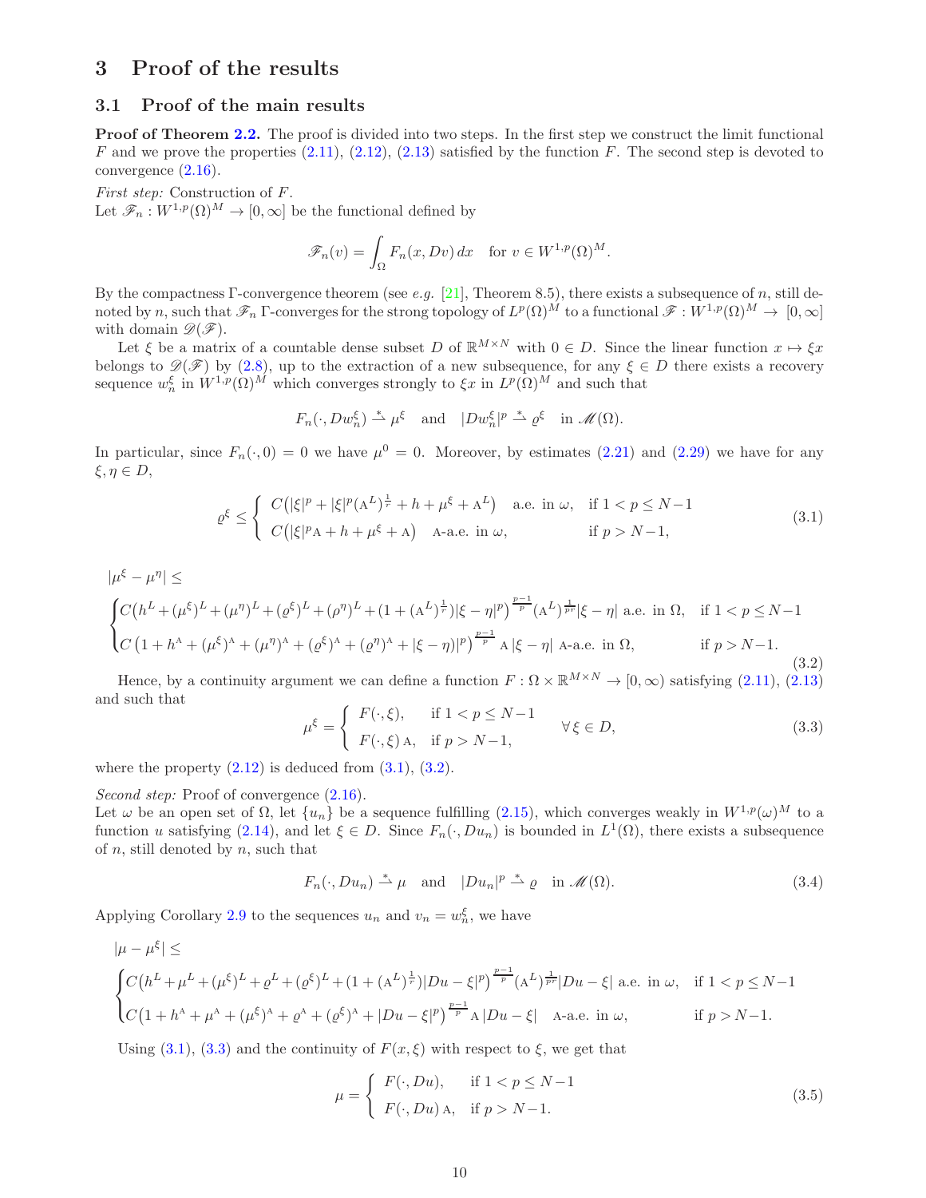# 3 Proof of the results

## 3.1 Proof of the main results

**Proof of Theorem 2.2.** The proof is divided into two steps. In the first step we construct the limit functional $F$ and we prove the properties (2.11), (2.12), (2.13) satisfied by the function $F$. The second step is devoted to convergence (2.16).

*First step:* Construction of $F$.

Let $\mathscr{F}_n : W^{1,p}(\Omega)^M \to [0,\infty]$ be the functional defined by

$$\mathscr{F}_n(v) = \int_\Omega F_n(x, Dv)\, dx \quad \text{for } v \in W^{1,p}(\Omega)^M.$$

By the compactness Γ-convergence theorem (see *e.g.* [21], Theorem 8.5), there exists a subsequence of $n$, still denoted by $n$, such that $\mathscr{F}_n$ Γ-converges for the strong topology of $L^p(\Omega)^M$ to a functional $\mathscr{F} : W^{1,p}(\Omega)^M \to [0,\infty]$ with domain $\mathscr{D}(\mathscr{F})$.

Let $\xi$ be a matrix of a countable dense subset $D$ of $\mathbb{R}^{M\times N}$ with $0 \in D$. Since the linear function $x \mapsto \xi x$ belongs to $\mathscr{D}(\mathscr{F})$ by (2.8), up to the extraction of a new subsequence, for any $\xi \in D$ there exists a recovery sequence $w_n^\xi$ in $W^{1,p}(\Omega)^M$ which converges strongly to $\xi x$ in $L^p(\Omega)^M$ and such that

$$F_n(\cdot, Dw_n^\xi) \overset{*}{\rightharpoonup} \mu^\xi \quad \text{and} \quad |Dw_n^\xi|^p \overset{*}{\rightharpoonup} \varrho^\xi \quad \text{in } \mathscr{M}(\Omega).$$

In particular, since $F_n(\cdot, 0) = 0$ we have $\mu^0 = 0$. Moreover, by estimates (2.21) and (2.29) we have for any $\xi, \eta \in D$,

$$\varrho^\xi \le \begin{cases} C\big(|\xi|^p + |\xi|^p (\mathrm{A}^L)^{\frac{1}{r}} + h + \mu^\xi + \mathrm{A}^L\big) & \text{a.e. in } \omega, \quad \text{if } 1 < p \le N-1 \\ C\big(|\xi|^p \mathrm{A} + h + \mu^\xi + \mathrm{A}\big) \quad \mathrm{A}\text{-a.e. in } \omega, & \text{if } p > N-1, \end{cases} \tag{3.1}$$

$$|\mu^\xi - \mu^\eta| \le$$

$$\begin{cases} C\big(h^L + (\mu^\xi)^L + (\mu^\eta)^L + (\varrho^\xi)^L + (\rho^\eta)^L + (1 + (\mathrm{A}^L)^{\frac{1}{r}})|\xi - \eta|^p\big)^{\frac{p-1}{p}} (\mathrm{A}^L)^{\frac{1}{pr}} |\xi - \eta| \text{ a.e. in } \Omega, & \text{if } 1 < p \le N-1 \\ C\big(1 + h^{\mathrm{A}} + (\mu^\xi)^{\mathrm{A}} + (\mu^\eta)^{\mathrm{A}} + (\varrho^\xi)^{\mathrm{A}} + (\varrho^\eta)^{\mathrm{A}} + |\xi - \eta)|^p\big)^{\frac{p-1}{p}} \mathrm{A}\, |\xi - \eta| \quad \mathrm{A}\text{-a.e. in } \Omega, & \text{if } p > N-1. \end{cases} \tag{3.2}$$

Hence, by a continuity argument we can define a function $F : \Omega \times \mathbb{R}^{M\times N} \to [0,\infty)$ satisfying (2.11), (2.13) and such that

$$\mu^\xi = \begin{cases} F(\cdot, \xi), & \text{if } 1 < p \le N-1 \\ F(\cdot, \xi)\, \mathrm{A}, & \text{if } p > N-1, \end{cases} \qquad \forall\, \xi \in D, \tag{3.3}$$

where the property (2.12) is deduced from (3.1), (3.2).

*Second step:* Proof of convergence (2.16).

Let $\omega$ be an open set of $\Omega$, let $\{u_n\}$ be a sequence fulfilling (2.15), which converges weakly in $W^{1,p}(\omega)^M$ to a function $u$ satisfying (2.14), and let $\xi \in D$. Since $F_n(\cdot, Du_n)$ is bounded in $L^1(\Omega)$, there exists a subsequence of $n$, still denoted by $n$, such that

$$F_n(\cdot, Du_n) \overset{*}{\rightharpoonup} \mu \quad \text{and} \quad |Du_n|^p \overset{*}{\rightharpoonup} \varrho \quad \text{in } \mathscr{M}(\Omega). \tag{3.4}$$

Applying Corollary 2.9 to the sequences $u_n$ and $v_n = w_n^\xi$, we have

$$|\mu - \mu^\xi| \le$$

$$\begin{cases} C\big(h^L + \mu^L + (\mu^\xi)^L + \varrho^L + (\varrho^\xi)^L + (1 + (\mathrm{A}^L)^{\frac{1}{r}})|Du - \xi|^p\big)^{\frac{p-1}{p}} (\mathrm{A}^L)^{\frac{1}{pr}} |Du - \xi| \text{ a.e. in } \omega, & \text{if } 1 < p \le N-1 \\ C\big(1 + h^{\mathrm{A}} + \mu^{\mathrm{A}} + (\mu^\xi)^{\mathrm{A}} + \varrho^{\mathrm{A}} + (\varrho^\xi)^{\mathrm{A}} + |Du - \xi|^p\big)^{\frac{p-1}{p}} \mathrm{A}\, |Du - \xi| \quad \mathrm{A}\text{-a.e. in } \omega, & \text{if } p > N-1. \end{cases}$$

Using (3.1), (3.3) and the continuity of $F(x, \xi)$ with respect to $\xi$, we get that

$$\mu = \begin{cases} F(\cdot, Du), & \text{if } 1 < p \le N-1 \\ F(\cdot, Du)\, \mathrm{A}, & \text{if } p > N-1. \end{cases} \tag{3.5}$$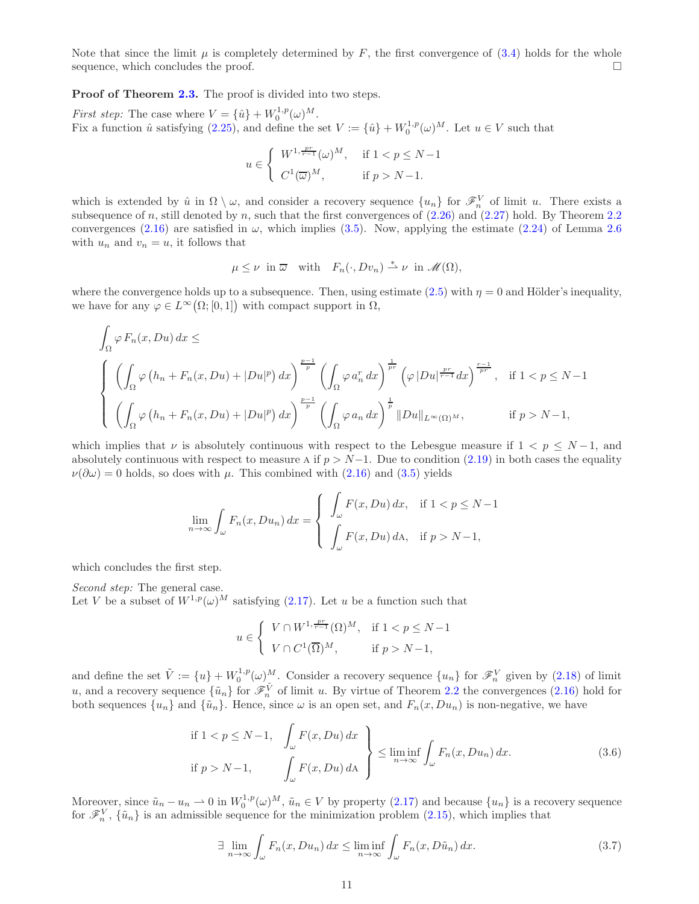Note that since the limit $\mu$ is completely determined by $F$, the first convergence of (3.4) holds for the whole sequence, which concludes the proof. $\square$

**Proof of Theorem 2.3.** The proof is divided into two steps.

*First step:* The case where $V = \{\hat{u}\} + W_0^{1,p}(\omega)^M$.
Fix a function $\hat{u}$ satisfying (2.25), and define the set $V := \{\hat{u}\} + W_0^{1,p}(\omega)^M$. Let $u \in V$ such that

$$u \in \begin{cases} W^{1,\frac{pr}{r-1}}(\omega)^M, & \text{if } 1 < p \le N-1 \\ C^1(\overline{\omega})^M, & \text{if } p > N-1. \end{cases}$$

which is extended by $\hat{u}$ in $\Omega \setminus \omega$, and consider a recovery sequence $\{u_n\}$ for $\mathscr{F}_n^V$ of limit $u$. There exists a subsequence of $n$, still denoted by $n$, such that the first convergences of (2.26) and (2.27) hold. By Theorem 2.2 convergences (2.16) are satisfied in $\omega$, which implies (3.5). Now, applying the estimate (2.24) of Lemma 2.6 with $u_n$ and $v_n = u$, it follows that

$$\mu \le \nu \;\text{ in } \overline{\omega} \quad \text{with} \quad F_n(\cdot, Dv_n) \overset{*}{\rightharpoonup} \nu \;\text{ in } \mathscr{M}(\Omega),$$

where the convergence holds up to a subsequence. Then, using estimate (2.5) with $\eta = 0$ and Hölder's inequality, we have for any $\varphi \in L^\infty(\Omega; [0,1])$ with compact support in $\Omega$,

$$\int_\Omega \varphi\, F_n(x, Du)\, dx \le$$

$$\begin{cases} \left( \displaystyle\int_\Omega \varphi \left( h_n + F_n(x, Du) + |Du|^p \right) dx \right)^{\frac{p-1}{p}} \left( \displaystyle\int_\Omega \varphi\, a_n^r\, dx \right)^{\frac{1}{pr}} \left( \varphi\, |Du|^{\frac{pr}{r-1}} dx \right)^{\frac{r-1}{pr}}, & \text{if } 1 < p \le N-1 \\ \left( \displaystyle\int_\Omega \varphi \left( h_n + F_n(x, Du) + |Du|^p \right) dx \right)^{\frac{p-1}{p}} \left( \displaystyle\int_\Omega \varphi\, a_n\, dx \right)^{\frac{1}{p}} \|Du\|_{L^\infty(\Omega)^M}, & \text{if } p > N-1, \end{cases}$$

which implies that $\nu$ is absolutely continuous with respect to the Lebesgue measure if $1 < p \le N-1$, and absolutely continuous with respect to measure $\mathrm{A}$ if $p > N-1$. Due to condition (2.19) in both cases the equality $\nu(\partial\omega) = 0$ holds, so does with $\mu$. This combined with (2.16) and (3.5) yields

$$\lim_{n\to\infty} \int_\omega F_n(x, Du_n)\, dx = \begin{cases} \displaystyle\int_\omega F(x, Du)\, dx, & \text{if } 1 < p \le N-1 \\ \displaystyle\int_\omega F(x, Du)\, d\mathrm{A}, & \text{if } p > N-1, \end{cases}$$

which concludes the first step.

*Second step:* The general case.
Let $V$ be a subset of $W^{1,p}(\omega)^M$ satisfying (2.17). Let $u$ be a function such that

$$u \in \begin{cases} V \cap W^{1,\frac{pr}{r-1}}(\Omega)^M, & \text{if } 1 < p \le N-1 \\ V \cap C^1(\overline{\Omega})^M, & \text{if } p > N-1, \end{cases}$$

and define the set $\tilde{V} := \{u\} + W_0^{1,p}(\omega)^M$. Consider a recovery sequence $\{u_n\}$ for $\mathscr{F}_n^V$ given by (2.18) of limit $u$, and a recovery sequence $\{\tilde{u}_n\}$ for $\mathscr{F}_n^{\tilde{V}}$ of limit $u$. By virtue of Theorem 2.2 the convergences (2.16) hold for both sequences $\{u_n\}$ and $\{\tilde{u}_n\}$. Hence, since $\omega$ is an open set, and $F_n(x, Du_n)$ is non-negative, we have

$$\left.\begin{aligned} &\text{if } 1 < p \le N-1, && \int_\omega F(x, Du)\, dx \\ &\text{if } p > N-1, && \int_\omega F(x, Du)\, d\mathrm{A} \end{aligned}\right\} \le \liminf_{n\to\infty} \int_\omega F_n(x, Du_n)\, dx. \tag{3.6}$$

Moreover, since $\tilde{u}_n - u_n \rightharpoonup 0$ in $W_0^{1,p}(\omega)^M$, $\tilde{u}_n \in V$ by property (2.17) and because $\{u_n\}$ is a recovery sequence for $\mathscr{F}_n^V$, $\{\tilde{u}_n\}$ is an admissible sequence for the minimization problem (2.15), which implies that

$$\exists \lim_{n\to\infty} \int_\omega F_n(x, Du_n)\, dx \le \liminf_{n\to\infty} \int_\omega F_n(x, D\tilde{u}_n)\, dx. \tag{3.7}$$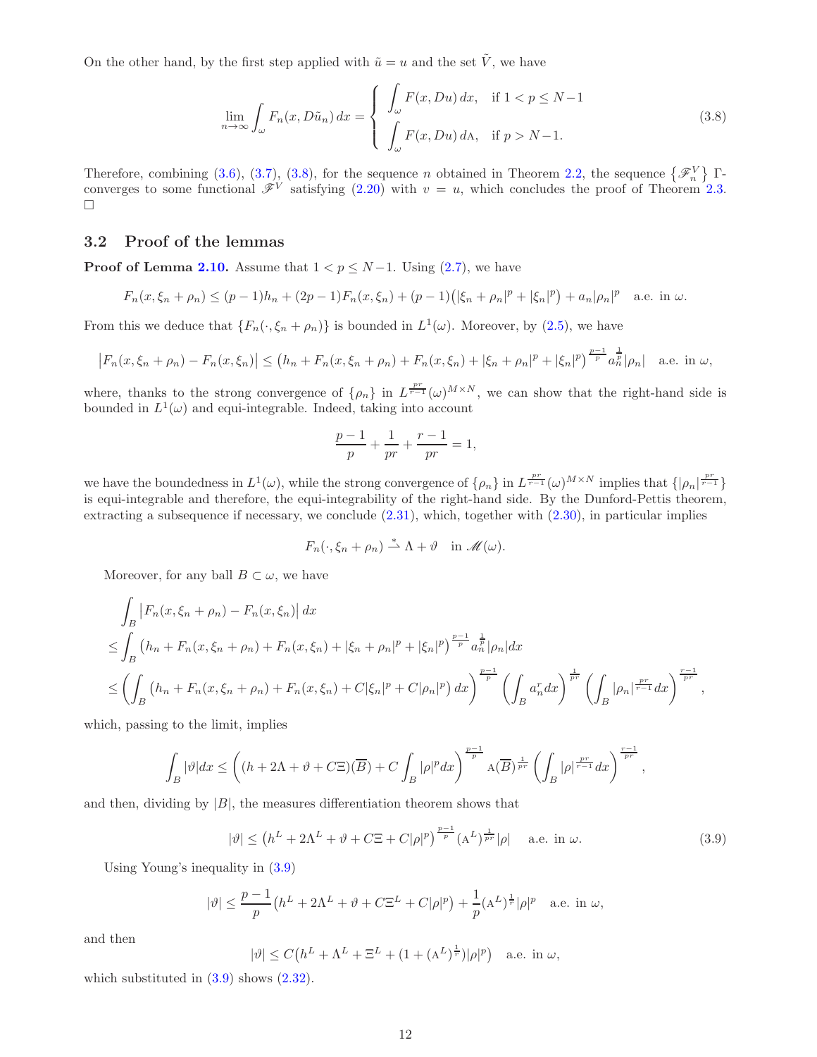On the other hand, by the first step applied with $\tilde{u} = u$ and the set $\tilde{V}$, we have

$$\lim_{n\to\infty} \int_\omega F_n(x, D\tilde{u}_n)\,dx = \begin{cases} \displaystyle\int_\omega F(x, Du)\,dx, & \text{if } 1 < p \le N-1 \\ \displaystyle\int_\omega F(x, Du)\,d\mathrm{A}, & \text{if } p > N-1. \end{cases} \tag{3.8}$$

Therefore, combining (3.6), (3.7), (3.8), for the sequence $n$ obtained in Theorem 2.2, the sequence $\{\mathscr{F}_n^V\}$ $\Gamma$-converges to some functional $\mathscr{F}^V$ satisfying (2.20) with $v = u$, which concludes the proof of Theorem 2.3. $\square$

## 3.2 Proof of the lemmas

**Proof of Lemma 2.10.** Assume that $1 < p \le N-1$. Using (2.7), we have

$$F_n(x, \xi_n + \rho_n) \le (p-1)h_n + (2p-1)F_n(x, \xi_n) + (p-1)\big(|\xi_n + \rho_n|^p + |\xi_n|^p\big) + a_n|\rho_n|^p \quad \text{a.e. in } \omega.$$

From this we deduce that $\{F_n(\cdot, \xi_n + \rho_n)\}$ is bounded in $L^1(\omega)$. Moreover, by (2.5), we have

$$\big|F_n(x, \xi_n + \rho_n) - F_n(x, \xi_n)\big| \le \big(h_n + F_n(x, \xi_n + \rho_n) + F_n(x, \xi_n) + |\xi_n + \rho_n|^p + |\xi_n|^p\big)^{\frac{p-1}{p}} a_n^{\frac{1}{p}} |\rho_n| \quad \text{a.e. in } \omega,$$

where, thanks to the strong convergence of $\{\rho_n\}$ in $L^{\frac{pr}{r-1}}(\omega)^{M\times N}$, we can show that the right-hand side is bounded in $L^1(\omega)$ and equi-integrable. Indeed, taking into account

$$\frac{p-1}{p} + \frac{1}{pr} + \frac{r-1}{pr} = 1,$$

we have the boundedness in $L^1(\omega)$, while the strong convergence of $\{\rho_n\}$ in $L^{\frac{pr}{r-1}}(\omega)^{M\times N}$ implies that $\{|\rho_n|^{\frac{pr}{r-1}}\}$ is equi-integrable and therefore, the equi-integrability of the right-hand side. By the Dunford-Pettis theorem, extracting a subsequence if necessary, we conclude (2.31), which, together with (2.30), in particular implies

$$F_n(\cdot, \xi_n + \rho_n) \overset{*}{\rightharpoonup} \Lambda + \vartheta \quad \text{in } \mathscr{M}(\omega).$$

Moreover, for any ball $B \subset \omega$, we have

$$\begin{aligned}
&\int_B \big|F_n(x, \xi_n + \rho_n) - F_n(x, \xi_n)\big|\,dx \\
&\le \int_B \big(h_n + F_n(x, \xi_n + \rho_n) + F_n(x, \xi_n) + |\xi_n + \rho_n|^p + |\xi_n|^p\big)^{\frac{p-1}{p}} a_n^{\frac{1}{p}} |\rho_n| dx \\
&\le \left(\int_B \big(h_n + F_n(x, \xi_n + \rho_n) + F_n(x, \xi_n) + C|\xi_n|^p + C|\rho_n|^p\big)\,dx\right)^{\frac{p-1}{p}} \left(\int_B a_n^r dx\right)^{\frac{1}{pr}} \left(\int_B |\rho_n|^{\frac{pr}{r-1}} dx\right)^{\frac{r-1}{pr}},
\end{aligned}$$

which, passing to the limit, implies

$$\int_B |\vartheta| dx \le \left((h + 2\Lambda + \vartheta + C\Xi)(\overline{B}) + C\int_B |\rho|^p dx\right)^{\frac{p-1}{p}} \mathrm{A}(\overline{B})^{\frac{1}{pr}} \left(\int_B |\rho|^{\frac{pr}{r-1}} dx\right)^{\frac{r-1}{pr}},$$

and then, dividing by $|B|$, the measures differentiation theorem shows that

$$|\vartheta| \le \big(h^L + 2\Lambda^L + \vartheta + C\Xi + C|\rho|^p\big)^{\frac{p-1}{p}} (\mathrm{A}^L)^{\frac{1}{pr}} |\rho| \quad \text{a.e. in } \omega. \tag{3.9}$$

Using Young's inequality in (3.9)

$$|\vartheta| \le \frac{p-1}{p}\big(h^L + 2\Lambda^L + \vartheta + C\Xi^L + C|\rho|^p\big) + \frac{1}{p}(\mathrm{A}^L)^{\frac{1}{r}}|\rho|^p \quad \text{a.e. in } \omega,$$

and then

$$|\vartheta| \le C\big(h^L + \Lambda^L + \Xi^L + (1 + (\mathrm{A}^L)^{\frac{1}{r}})|\rho|^p\big) \quad \text{a.e. in } \omega,$$

which substituted in (3.9) shows (2.32).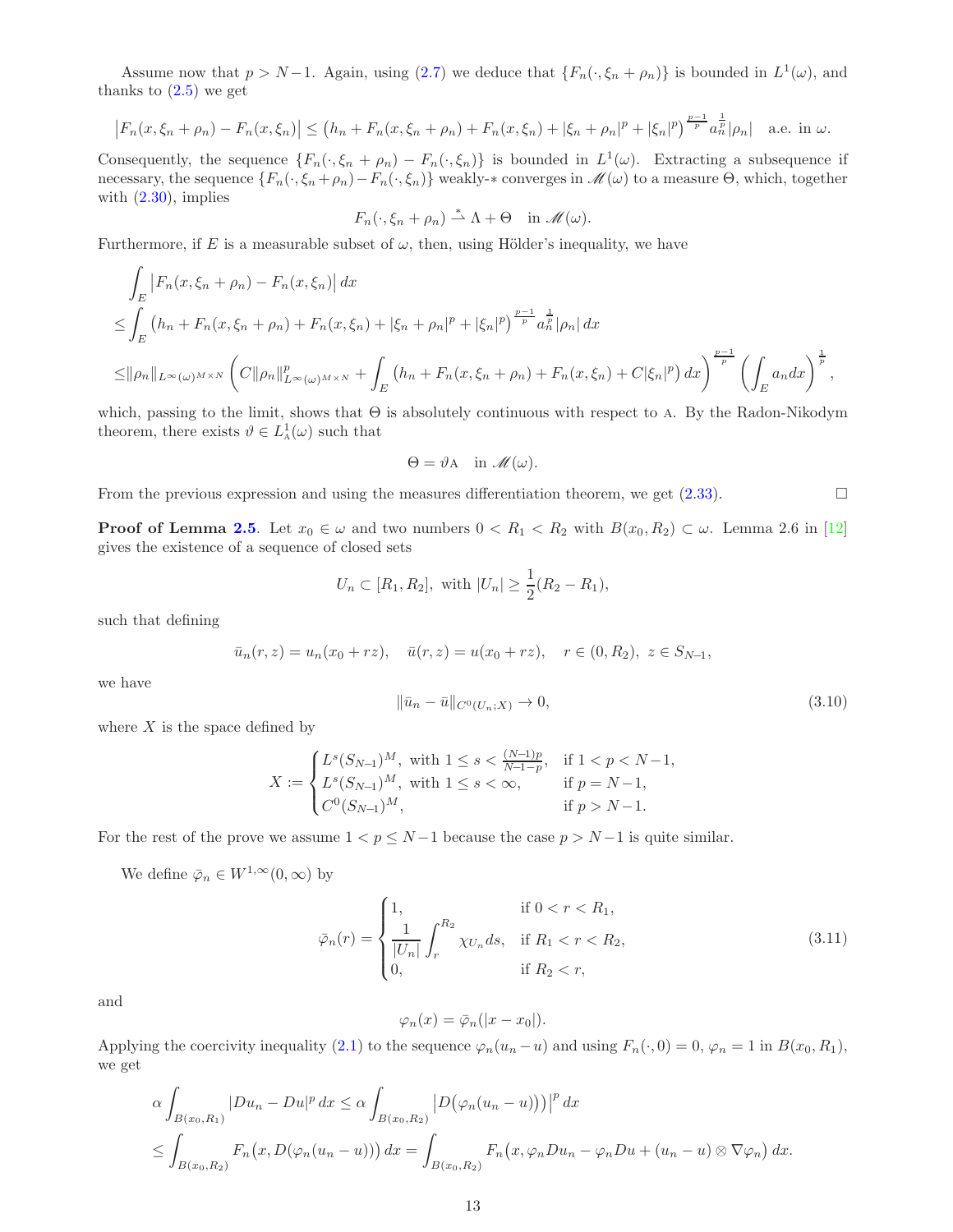Assume now that $p > N-1$. Again, using (2.7) we deduce that $\{F_n(\cdot, \xi_n + \rho_n)\}$ is bounded in $L^1(\omega)$, and thanks to (2.5) we get

$$\left|F_n(x, \xi_n + \rho_n) - F_n(x, \xi_n)\right| \leq \left(h_n + F_n(x, \xi_n + \rho_n) + F_n(x, \xi_n) + |\xi_n + \rho_n|^p + |\xi_n|^p\right)^{\frac{p-1}{p}} a_n^{\frac{1}{p}} |\rho_n| \quad \text{a.e. in } \omega.$$

Consequently, the sequence $\{F_n(\cdot, \xi_n + \rho_n) - F_n(\cdot, \xi_n)\}$ is bounded in $L^1(\omega)$. Extracting a subsequence if necessary, the sequence $\{F_n(\cdot, \xi_n+\rho_n) - F_n(\cdot, \xi_n)\}$ weakly-$*$ converges in $\mathscr{M}(\omega)$ to a measure $\Theta$, which, together with (2.30), implies

$$F_n(\cdot, \xi_n + \rho_n) \overset{*}{\rightharpoonup} \Lambda + \Theta \quad \text{in } \mathscr{M}(\omega).$$

Furthermore, if $E$ is a measurable subset of $\omega$, then, using Hölder's inequality, we have

$$\begin{aligned}
&\int_E \left|F_n(x, \xi_n + \rho_n) - F_n(x, \xi_n)\right| dx \\
\leq &\int_E \left(h_n + F_n(x, \xi_n + \rho_n) + F_n(x, \xi_n) + |\xi_n + \rho_n|^p + |\xi_n|^p\right)^{\frac{p-1}{p}} a_n^{\frac{1}{p}} |\rho_n| \, dx \\
\leq &\|\rho_n\|_{L^\infty(\omega)^{M\times N}} \left( C\|\rho_n\|^p_{L^\infty(\omega)^{M\times N}} + \int_E \left(h_n + F_n(x, \xi_n + \rho_n) + F_n(x, \xi_n) + C|\xi_n|^p\right) dx \right)^{\frac{p-1}{p}} \left(\int_E a_n dx\right)^{\frac{1}{p}},
\end{aligned}$$

which, passing to the limit, shows that $\Theta$ is absolutely continuous with respect to $\mathrm{A}$. By the Radon-Nikodym theorem, there exists $\vartheta \in L^1_{\mathrm{A}}(\omega)$ such that

$$\Theta = \vartheta \mathrm{A} \quad \text{in } \mathscr{M}(\omega).$$

From the previous expression and using the measures differentiation theorem, we get (2.33). $\square$

**Proof of Lemma 2.5**. Let $x_0 \in \omega$ and two numbers $0 < R_1 < R_2$ with $B(x_0, R_2) \subset \omega$. Lemma 2.6 in [12] gives the existence of a sequence of closed sets

$$U_n \subset [R_1, R_2], \text{ with } |U_n| \geq \frac{1}{2}(R_2 - R_1),$$

such that defining

$$\bar{u}_n(r, z) = u_n(x_0 + rz), \quad \bar{u}(r, z) = u(x_0 + rz), \quad r \in (0, R_2), \ z \in S_{N-1},$$

we have

$$\|\bar{u}_n - \bar{u}\|_{C^0(U_n; X)} \to 0, \tag{3.10}$$

where $X$ is the space defined by

$$X := \begin{cases} L^s(S_{N-1})^M, \text{ with } 1 \leq s < \frac{(N-1)p}{N-1-p}, & \text{if } 1 < p < N-1, \\ L^s(S_{N-1})^M, \text{ with } 1 \leq s < \infty, & \text{if } p = N-1, \\ C^0(S_{N-1})^M, & \text{if } p > N-1. \end{cases}$$

For the rest of the prove we assume $1 < p \leq N-1$ because the case $p > N-1$ is quite similar.

We define $\bar{\varphi}_n \in W^{1,\infty}(0, \infty)$ by

$$\bar{\varphi}_n(r) = \begin{cases} 1, & \text{if } 0 < r < R_1, \\ \dfrac{1}{|U_n|} \displaystyle\int_r^{R_2} \chi_{U_n} ds, & \text{if } R_1 < r < R_2, \\ 0, & \text{if } R_2 < r, \end{cases} \tag{3.11}$$

and

$$\varphi_n(x) = \bar{\varphi}_n(|x - x_0|).$$

Applying the coercivity inequality (2.1) to the sequence $\varphi_n(u_n - u)$ and using $F_n(\cdot, 0) = 0$, $\varphi_n = 1$ in $B(x_0, R_1)$, we get

$$\begin{aligned}
&\alpha \int_{B(x_0, R_1)} |Du_n - Du|^p \, dx \leq \alpha \int_{B(x_0, R_2)} \left|D\big(\varphi_n(u_n - u)\big)\right|^p dx \\
&\leq \int_{B(x_0, R_2)} F_n\big(x, D(\varphi_n(u_n - u))\big) \, dx = \int_{B(x_0, R_2)} F_n\big(x, \varphi_n Du_n - \varphi_n Du + (u_n - u) \otimes \nabla\varphi_n\big) \, dx.
\end{aligned}$$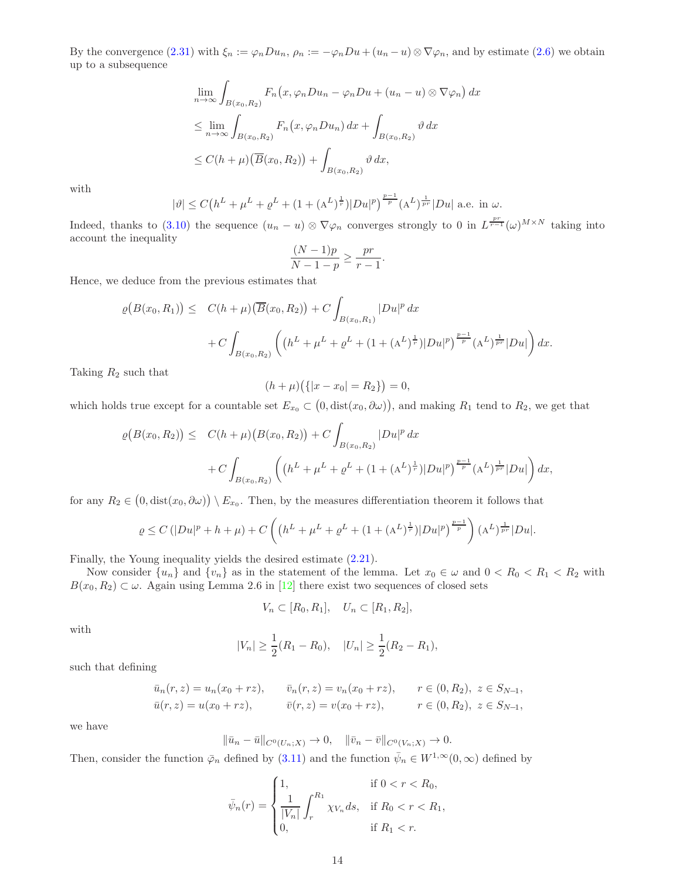By the convergence (2.31) with $\xi_n := \varphi_n Du_n$, $\rho_n := -\varphi_n Du + (u_n - u) \otimes \nabla\varphi_n$, and by estimate (2.6) we obtain up to a subsequence

$$
\begin{aligned}
&\lim_{n\to\infty} \int_{B(x_0,R_2)} F_n\big(x, \varphi_n Du_n - \varphi_n Du + (u_n - u) \otimes \nabla\varphi_n\big)\, dx \\
&\leq \lim_{n\to\infty} \int_{B(x_0,R_2)} F_n\big(x, \varphi_n Du_n\big)\, dx + \int_{B(x_0,R_2)} \vartheta\, dx \\
&\leq C(h+\mu)\big(\overline{B}(x_0,R_2)\big) + \int_{B(x_0,R_2)} \vartheta\, dx,
\end{aligned}
$$

with

$$
|\vartheta| \leq C\big(h^L + \mu^L + \varrho^L + (1 + (\mathrm{A}^L)^{\frac{1}{r}})|Du|^p\big)^{\frac{p-1}{p}} (\mathrm{A}^L)^{\frac{1}{pr}} |Du| \text{ a.e. in } \omega.
$$

Indeed, thanks to (3.10) the sequence $(u_n - u) \otimes \nabla\varphi_n$ converges strongly to 0 in $L^{\frac{pr}{r-1}}(\omega)^{M\times N}$ taking into account the inequality

$$
\frac{(N-1)p}{N-1-p} \geq \frac{pr}{r-1}.
$$

Hence, we deduce from the previous estimates that

$$
\begin{aligned}
\varrho\big(B(x_0,R_1)\big) \leq\ & C(h+\mu)\big(\overline{B}(x_0,R_2)\big) + C\int_{B(x_0,R_1)} |Du|^p\, dx \\
&+ C\int_{B(x_0,R_2)} \left( \big(h^L + \mu^L + \varrho^L + (1 + (\mathrm{A}^L)^{\frac{1}{r}})|Du|^p\big)^{\frac{p-1}{p}} (\mathrm{A}^L)^{\frac{1}{pr}} |Du| \right) dx.
\end{aligned}
$$

Taking $R_2$ such that

$$
(h+\mu)\big(\{|x - x_0| = R_2\}\big) = 0,
$$

which holds true except for a countable set $E_{x_0} \subset \big(0, \mathrm{dist}(x_0, \partial\omega)\big)$, and making $R_1$ tend to $R_2$, we get that

$$
\begin{aligned}
\varrho\big(B(x_0,R_2)\big) \leq\ & C(h+\mu)\big(B(x_0,R_2)\big) + C\int_{B(x_0,R_2)} |Du|^p\, dx \\
&+ C\int_{B(x_0,R_2)} \left( \big(h^L + \mu^L + \varrho^L + (1 + (\mathrm{A}^L)^{\frac{1}{r}})|Du|^p\big)^{\frac{p-1}{p}} (\mathrm{A}^L)^{\frac{1}{pr}} |Du| \right) dx,
\end{aligned}
$$

for any $R_2 \in \big(0, \mathrm{dist}(x_0, \partial\omega)\big) \setminus E_{x_0}$. Then, by the measures differentiation theorem it follows that

$$
\varrho \leq C\left(|Du|^p + h + \mu\right) + C\left( \big(h^L + \mu^L + \varrho^L + (1 + (\mathrm{A}^L)^{\frac{1}{r}})|Du|^p\big)^{\frac{p-1}{p}} \right) (\mathrm{A}^L)^{\frac{1}{pr}} |Du|.
$$

Finally, the Young inequality yields the desired estimate (2.21).

Now consider $\{u_n\}$ and $\{v_n\}$ as in the statement of the lemma. Let $x_0 \in \omega$ and $0 < R_0 < R_1 < R_2$ with $B(x_0, R_2) \subset \omega$. Again using Lemma 2.6 in [12] there exist two sequences of closed sets

$$
V_n \subset [R_0, R_1], \quad U_n \subset [R_1, R_2],
$$

with

$$
|V_n| \geq \frac{1}{2}(R_1 - R_0), \quad |U_n| \geq \frac{1}{2}(R_2 - R_1),
$$

such that defining

$$
\begin{aligned}
&\bar{u}_n(r,z) = u_n(x_0 + rz), \qquad \bar{v}_n(r,z) = v_n(x_0 + rz), \qquad r \in (0, R_2),\ z \in S_{N-1}, \\
&\bar{u}(r,z) = u(x_0 + rz), \qquad\ \ \bar{v}(r,z) = v(x_0 + rz), \qquad\ \ r \in (0, R_2),\ z \in S_{N-1},
\end{aligned}
$$

we have

$$
\|\bar{u}_n - \bar{u}\|_{C^0(U_n;X)} \to 0, \quad \|\bar{v}_n - \bar{v}\|_{C^0(V_n;X)} \to 0.
$$

Then, consider the function $\bar{\varphi}_n$ defined by (3.11) and the function $\bar{\psi}_n \in W^{1,\infty}(0,\infty)$ defined by

$$
\bar{\psi}_n(r) = \begin{cases} 1, & \text{if } 0 < r < R_0, \\ \dfrac{1}{|V_n|} \displaystyle\int_r^{R_1} \chi_{V_n} ds, & \text{if } R_0 < r < R_1, \\ 0, & \text{if } R_1 < r. \end{cases}
$$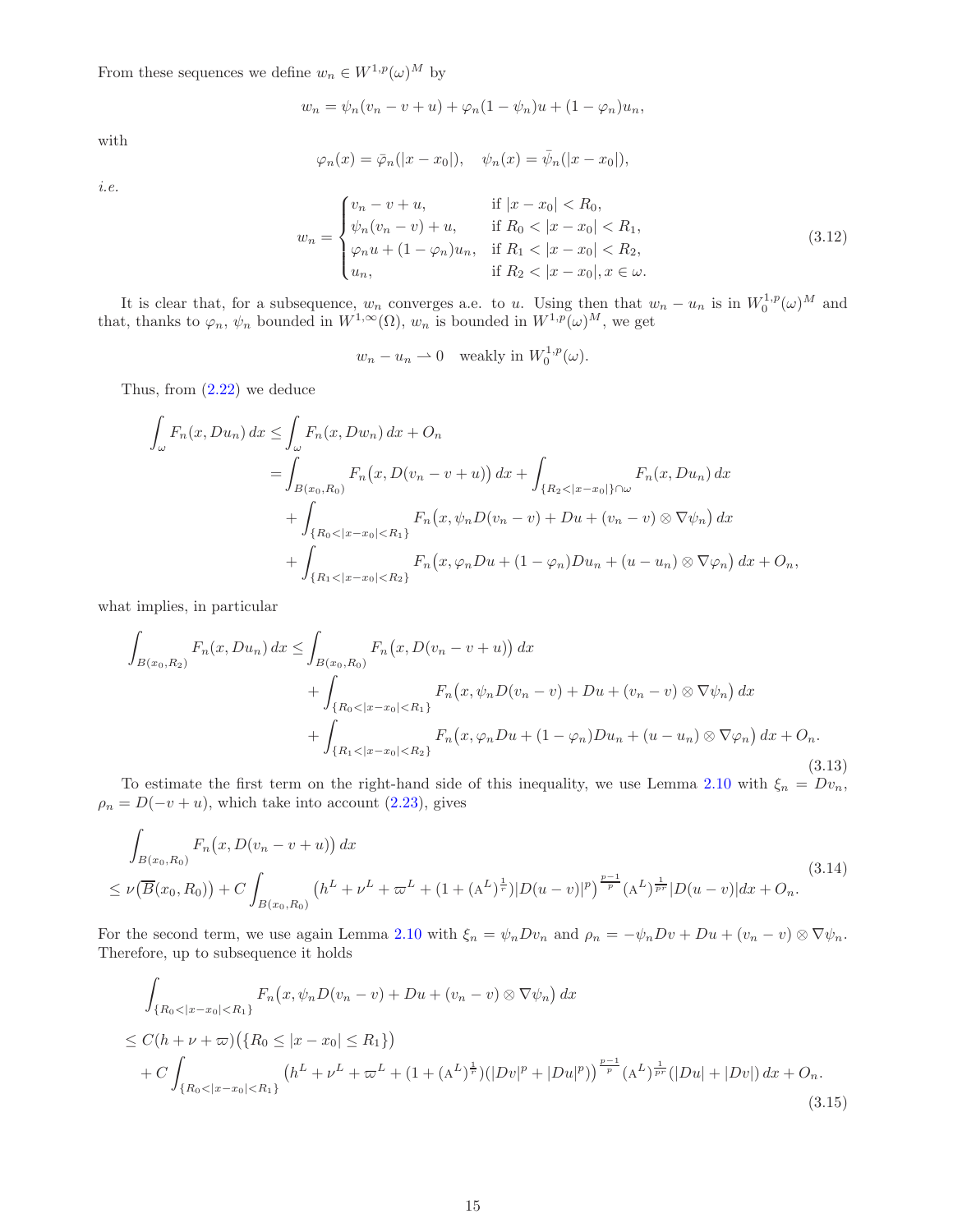From these sequences we define $w_n \in W^{1,p}(\omega)^M$ by

$$w_n = \psi_n(v_n - v + u) + \varphi_n(1 - \psi_n)u + (1 - \varphi_n)u_n,$$

with

$$\varphi_n(x) = \bar{\varphi}_n(|x - x_0|), \quad \psi_n(x) = \bar{\psi}_n(|x - x_0|),$$

*i.e.*

$$w_n = \begin{cases} v_n - v + u, & \text{if } |x - x_0| < R_0, \\ \psi_n(v_n - v) + u, & \text{if } R_0 < |x - x_0| < R_1, \\ \varphi_n u + (1 - \varphi_n)u_n, & \text{if } R_1 < |x - x_0| < R_2, \\ u_n, & \text{if } R_2 < |x - x_0|, x \in \omega. \end{cases} \tag{3.12}$$

It is clear that, for a subsequence, $w_n$ converges a.e. to $u$. Using then that $w_n - u_n$ is in $W_0^{1,p}(\omega)^M$ and that, thanks to $\varphi_n$, $\psi_n$ bounded in $W^{1,\infty}(\Omega)$, $w_n$ is bounded in $W^{1,p}(\omega)^M$, we get

$$w_n - u_n \rightharpoonup 0 \quad \text{weakly in } W_0^{1,p}(\omega).$$

Thus, from (2.22) we deduce

$$\begin{aligned}
\int_\omega F_n(x, Du_n)\,dx &\leq \int_\omega F_n(x, Dw_n)\,dx + O_n \\
&= \int_{B(x_0,R_0)} F_n\big(x, D(v_n - v + u)\big)\,dx + \int_{\{R_2 < |x-x_0|\}\cap\omega} F_n(x, Du_n)\,dx \\
&\quad + \int_{\{R_0<|x-x_0|<R_1\}} F_n\big(x, \psi_n D(v_n - v) + Du + (v_n - v) \otimes \nabla\psi_n\big)\,dx \\
&\quad + \int_{\{R_1<|x-x_0|<R_2\}} F_n\big(x, \varphi_n Du + (1 - \varphi_n)Du_n + (u - u_n) \otimes \nabla\varphi_n\big)\,dx + O_n,
\end{aligned}$$

what implies, in particular

$$\begin{aligned}
\int_{B(x_0,R_2)} F_n(x, Du_n)\,dx \leq& \int_{B(x_0,R_0)} F_n\big(x, D(v_n - v + u)\big)\,dx \\
&+ \int_{\{R_0<|x-x_0|<R_1\}} F_n\big(x, \psi_n D(v_n - v) + Du + (v_n - v) \otimes \nabla\psi_n\big)\,dx \\
&+ \int_{\{R_1<|x-x_0|<R_2\}} F_n\big(x, \varphi_n Du + (1 - \varphi_n)Du_n + (u - u_n) \otimes \nabla\varphi_n\big)\,dx + O_n.
\end{aligned} \tag{3.13}$$

To estimate the first term on the right-hand side of this inequality, we use Lemma 2.10 with $\xi_n = Dv_n$, $\rho_n = D(-v + u)$, which take into account (2.23), gives

$$\begin{aligned}
&\int_{B(x_0,R_0)} F_n\big(x, D(v_n - v + u)\big)\,dx \\
&\leq \nu\big(\overline{B}(x_0, R_0)\big) + C\int_{B(x_0,R_0)} \big(h^L + \nu^L + \varpi^L + (1 + (\mathrm{A}^L)^{\frac{1}{r}})|D(u - v)|^p\big)^{\frac{p-1}{p}} (\mathrm{A}^L)^{\frac{1}{pr}} |D(u - v)|dx + O_n.
\end{aligned} \tag{3.14}$$

For the second term, we use again Lemma 2.10 with $\xi_n = \psi_n Dv_n$ and $\rho_n = -\psi_n Dv + Du + (v_n - v) \otimes \nabla\psi_n$. Therefore, up to subsequence it holds

$$\begin{aligned}
&\int_{\{R_0<|x-x_0|<R_1\}} F_n\big(x, \psi_n D(v_n - v) + Du + (v_n - v) \otimes \nabla\psi_n\big)\,dx \\
&\leq C(h + \nu + \varpi)\big(\{R_0 \leq |x - x_0| \leq R_1\}\big) \\
&\quad + C\int_{\{R_0<|x-x_0|<R_1\}} \big(h^L + \nu^L + \varpi^L + (1 + (\mathrm{A}^L)^{\frac{1}{r}})(|Dv|^p + |Du|^p)\big)^{\frac{p-1}{p}} (\mathrm{A}^L)^{\frac{1}{pr}} (|Du| + |Dv|)\,dx + O_n.
\end{aligned} \tag{3.15}$$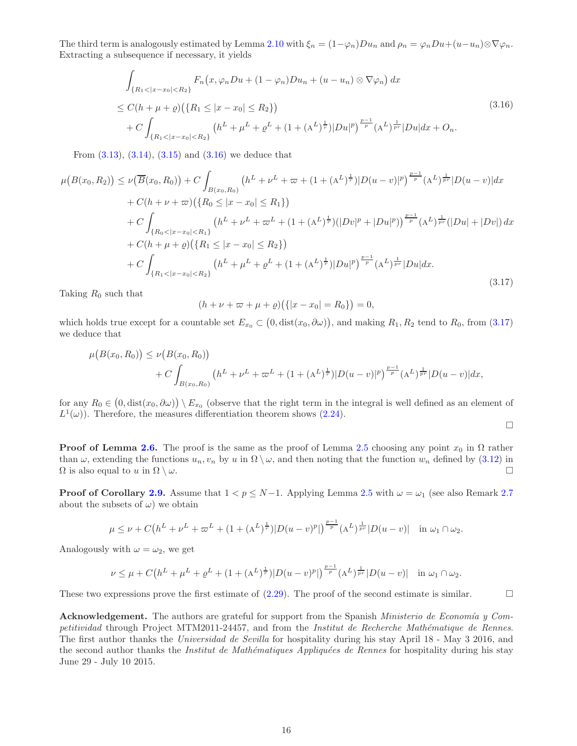The third term is analogously estimated by Lemma 2.10 with $\xi_n = (1-\varphi_n)Du_n$ and $\rho_n = \varphi_n Du + (u-u_n)\otimes\nabla\varphi_n$. Extracting a subsequence if necessary, it yields

$$
\begin{aligned}
&\int_{\{R_1<|x-x_0|<R_2\}} F_n\big(x, \varphi_n Du + (1-\varphi_n)Du_n + (u-u_n)\otimes\nabla\varphi_n\big)\,dx \\
&\le C(h+\mu+\varrho)\big(\{R_1 \le |x-x_0| \le R_2\}\big) \\
&\quad + C\int_{\{R_1<|x-x_0|<R_2\}} \big(h^L + \mu^L + \varrho^L + (1+(\mathrm{A}^L)^{\frac{1}{r}})|Du|^p\big)^{\frac{p-1}{p}} (\mathrm{A}^L)^{\frac{1}{pr}}|Du|dx + O_n.
\end{aligned}
\tag{3.16}
$$

From (3.13), (3.14), (3.15) and (3.16) we deduce that

$$
\begin{aligned}
\mu\big(B(x_0,R_2)\big) &\le \nu\big(\overline{B}(x_0,R_0)\big) + C\int_{B(x_0,R_0)} \big(h^L + \nu^L + \varpi + (1+(\mathrm{A}^L)^{\frac{1}{r}})|D(u-v)|^p\big)^{\frac{p-1}{p}} (\mathrm{A}^L)^{\frac{1}{pr}}|D(u-v)|dx \\
&\quad + C(h+\nu+\varpi)\big(\{R_0 \le |x-x_0| \le R_1\}\big) \\
&\quad + C\int_{\{R_0<|x-x_0|<R_1\}} \big(h^L + \nu^L + \varpi^L + (1+(\mathrm{A}^L)^{\frac{1}{r}})(|Dv|^p + |Du|^p)\big)^{\frac{p-1}{p}} (\mathrm{A}^L)^{\frac{1}{pr}}(|Du|+|Dv|)\,dx \\
&\quad + C(h+\mu+\varrho)\big(\{R_1 \le |x-x_0| \le R_2\}\big) \\
&\quad + C\int_{\{R_1<|x-x_0|<R_2\}} \big(h^L + \mu^L + \varrho^L + (1+(\mathrm{A}^L)^{\frac{1}{r}})|Du|^p\big)^{\frac{p-1}{p}} (\mathrm{A}^L)^{\frac{1}{pr}}|Du|dx.
\end{aligned}
\tag{3.17}
$$

Taking $R_0$ such that

$$
(h+\nu+\varpi+\mu+\varrho)\big(\{|x-x_0| = R_0\}\big) = 0,
$$

which holds true except for a countable set $E_{x_0} \subset \big(0, \mathrm{dist}(x_0,\partial\omega)\big)$, and making $R_1, R_2$ tend to $R_0$, from (3.17) we deduce that

$$
\begin{aligned}
\mu\big(B(x_0,R_0)\big) &\le \nu\big(B(x_0,R_0)\big) \\
&\quad + C\int_{B(x_0,R_0)} \big(h^L + \nu^L + \varpi^L + (1+(\mathrm{A}^L)^{\frac{1}{r}})|D(u-v)|^p\big)^{\frac{p-1}{p}} (\mathrm{A}^L)^{\frac{1}{pr}}|D(u-v)|dx,
\end{aligned}
$$

for any $R_0 \in \big(0, \mathrm{dist}(x_0,\partial\omega)\big) \setminus E_{x_0}$ (observe that the right term in the integral is well defined as an element of $L^1(\omega)$). Therefore, the measures differentiation theorem shows (2.24).

□

**Proof of Lemma 2.6.** The proof is the same as the proof of Lemma 2.5 choosing any point $x_0$ in $\Omega$ rather than $\omega$, extending the functions $u_n, v_n$ by $u$ in $\Omega\setminus\omega$, and then noting that the function $w_n$ defined by (3.12) in $\Omega$ is also equal to $u$ in $\Omega\setminus\omega$. □

**Proof of Corollary 2.9.** Assume that $1 < p \le N-1$. Applying Lemma 2.5 with $\omega = \omega_1$ (see also Remark 2.7 about the subsets of $\omega$) we obtain

$$
\mu \le \nu + C\big(h^L + \nu^L + \varpi^L + (1+(\mathrm{A}^L)^{\frac{1}{r}})|D(u-v)^p|\big)^{\frac{p-1}{p}} (\mathrm{A}^L)^{\frac{1}{pr}}|D(u-v)| \quad \text{in } \omega_1\cap\omega_2.
$$

Analogously with $\omega = \omega_2$, we get

$$
\nu \le \mu + C\big(h^L + \mu^L + \varrho^L + (1+(\mathrm{A}^L)^{\frac{1}{r}})|D(u-v)^p|\big)^{\frac{p-1}{p}} (\mathrm{A}^L)^{\frac{1}{pr}}|D(u-v)| \quad \text{in } \omega_1\cap\omega_2.
$$

These two expressions prove the first estimate of (2.29). The proof of the second estimate is similar. □

**Acknowledgement.** The authors are grateful for support from the Spanish *Ministerio de Economía y Competitividad* through Project MTM2011-24457, and from the *Institut de Recherche Mathématique de Rennes*. The first author thanks the *Universidad de Sevilla* for hospitality during his stay April 18 - May 3 2016, and the second author thanks the *Institut de Mathématiques Appliquées de Rennes* for hospitality during his stay June 29 - July 10 2015.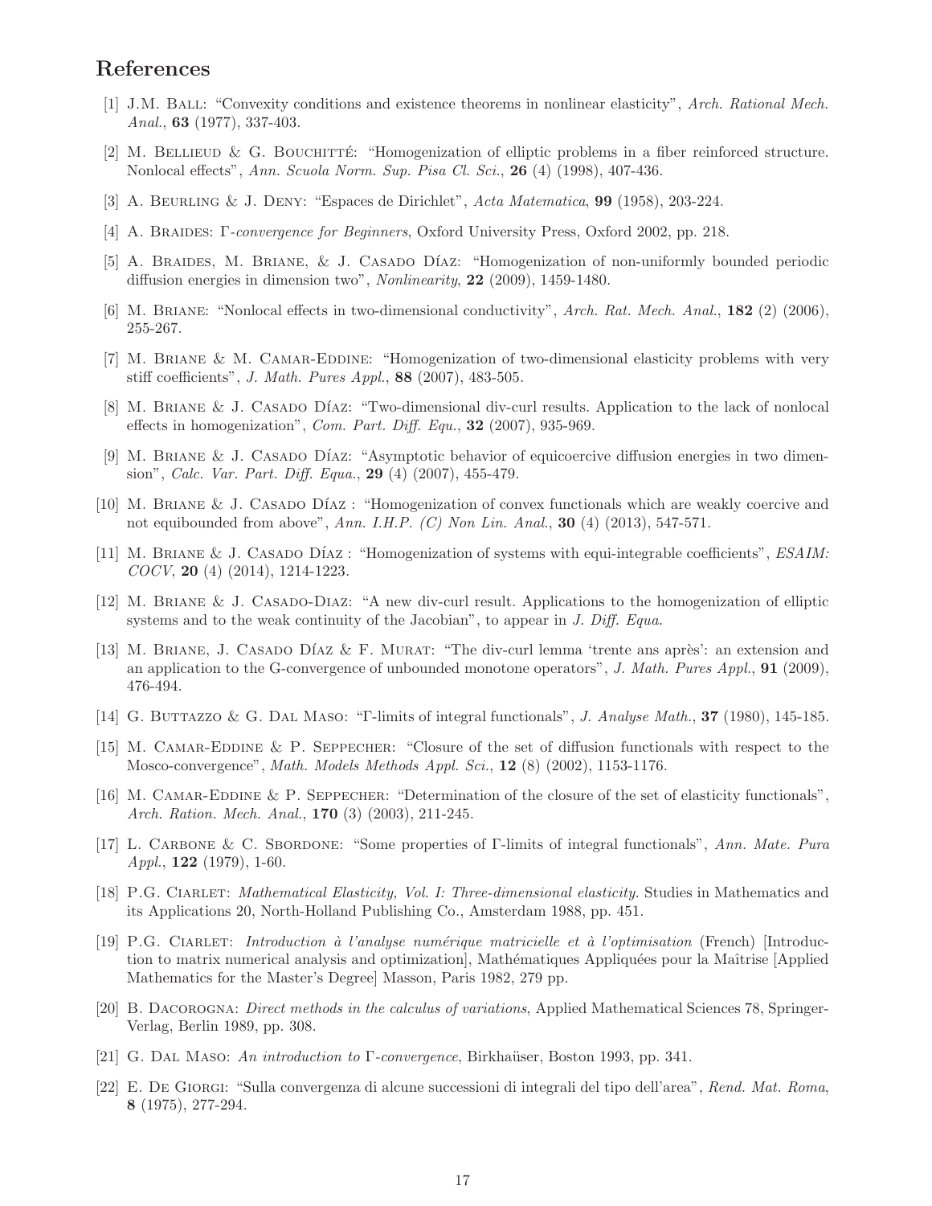# References

[1] J.M. Ball: "Convexity conditions and existence theorems in nonlinear elasticity", *Arch. Rational Mech. Anal.*, **63** (1977), 337-403.

[2] M. Bellieud & G. Bouchitté: "Homogenization of elliptic problems in a fiber reinforced structure. Nonlocal effects", *Ann. Scuola Norm. Sup. Pisa Cl. Sci.*, **26** (4) (1998), 407-436.

[3] A. Beurling & J. Deny: "Espaces de Dirichlet", *Acta Matematica*, **99** (1958), 203-224.

[4] A. Braides: *Γ-convergence for Beginners*, Oxford University Press, Oxford 2002, pp. 218.

[5] A. Braides, M. Briane, & J. Casado Díaz: "Homogenization of non-uniformly bounded periodic diffusion energies in dimension two", *Nonlinearity*, **22** (2009), 1459-1480.

[6] M. Briane: "Nonlocal effects in two-dimensional conductivity", *Arch. Rat. Mech. Anal.*, **182** (2) (2006), 255-267.

[7] M. Briane & M. Camar-Eddine: "Homogenization of two-dimensional elasticity problems with very stiff coefficients", *J. Math. Pures Appl.*, **88** (2007), 483-505.

[8] M. Briane & J. Casado Díaz: "Two-dimensional div-curl results. Application to the lack of nonlocal effects in homogenization", *Com. Part. Diff. Equ.*, **32** (2007), 935-969.

[9] M. Briane & J. Casado Díaz: "Asymptotic behavior of equicoercive diffusion energies in two dimension", *Calc. Var. Part. Diff. Equa.*, **29** (4) (2007), 455-479.

[10] M. Briane & J. Casado Díaz : "Homogenization of convex functionals which are weakly coercive and not equibounded from above", *Ann. I.H.P. (C) Non Lin. Anal.*, **30** (4) (2013), 547-571.

[11] M. Briane & J. Casado Díaz : "Homogenization of systems with equi-integrable coefficients", *ESAIM: COCV*, **20** (4) (2014), 1214-1223.

[12] M. Briane & J. Casado-Diaz: "A new div-curl result. Applications to the homogenization of elliptic systems and to the weak continuity of the Jacobian", to appear in *J. Diff. Equa.*

[13] M. Briane, J. Casado Díaz & F. Murat: "The div-curl lemma 'trente ans après': an extension and an application to the G-convergence of unbounded monotone operators", *J. Math. Pures Appl.*, **91** (2009), 476-494.

[14] G. Buttazzo & G. Dal Maso: "Γ-limits of integral functionals", *J. Analyse Math.*, **37** (1980), 145-185.

[15] M. Camar-Eddine & P. Seppecher: "Closure of the set of diffusion functionals with respect to the Mosco-convergence", *Math. Models Methods Appl. Sci.*, **12** (8) (2002), 1153-1176.

[16] M. Camar-Eddine & P. Seppecher: "Determination of the closure of the set of elasticity functionals", *Arch. Ration. Mech. Anal.*, **170** (3) (2003), 211-245.

[17] L. Carbone & C. Sbordone: "Some properties of Γ-limits of integral functionals", *Ann. Mate. Pura Appl.*, **122** (1979), 1-60.

[18] P.G. Ciarlet: *Mathematical Elasticity, Vol. I: Three-dimensional elasticity*. Studies in Mathematics and its Applications 20, North-Holland Publishing Co., Amsterdam 1988, pp. 451.

[19] P.G. Ciarlet: *Introduction à l'analyse numérique matricielle et à l'optimisation* (French) [Introduction to matrix numerical analysis and optimization], Mathématiques Appliquées pour la Maîtrise [Applied Mathematics for the Master's Degree] Masson, Paris 1982, 279 pp.

[20] B. Dacorogna: *Direct methods in the calculus of variations*, Applied Mathematical Sciences 78, Springer-Verlag, Berlin 1989, pp. 308.

[21] G. Dal Maso: *An introduction to Γ-convergence*, Birkhaüser, Boston 1993, pp. 341.

[22] E. De Giorgi: "Sulla convergenza di alcune successioni di integrali del tipo dell'area", *Rend. Mat. Roma*, **8** (1975), 277-294.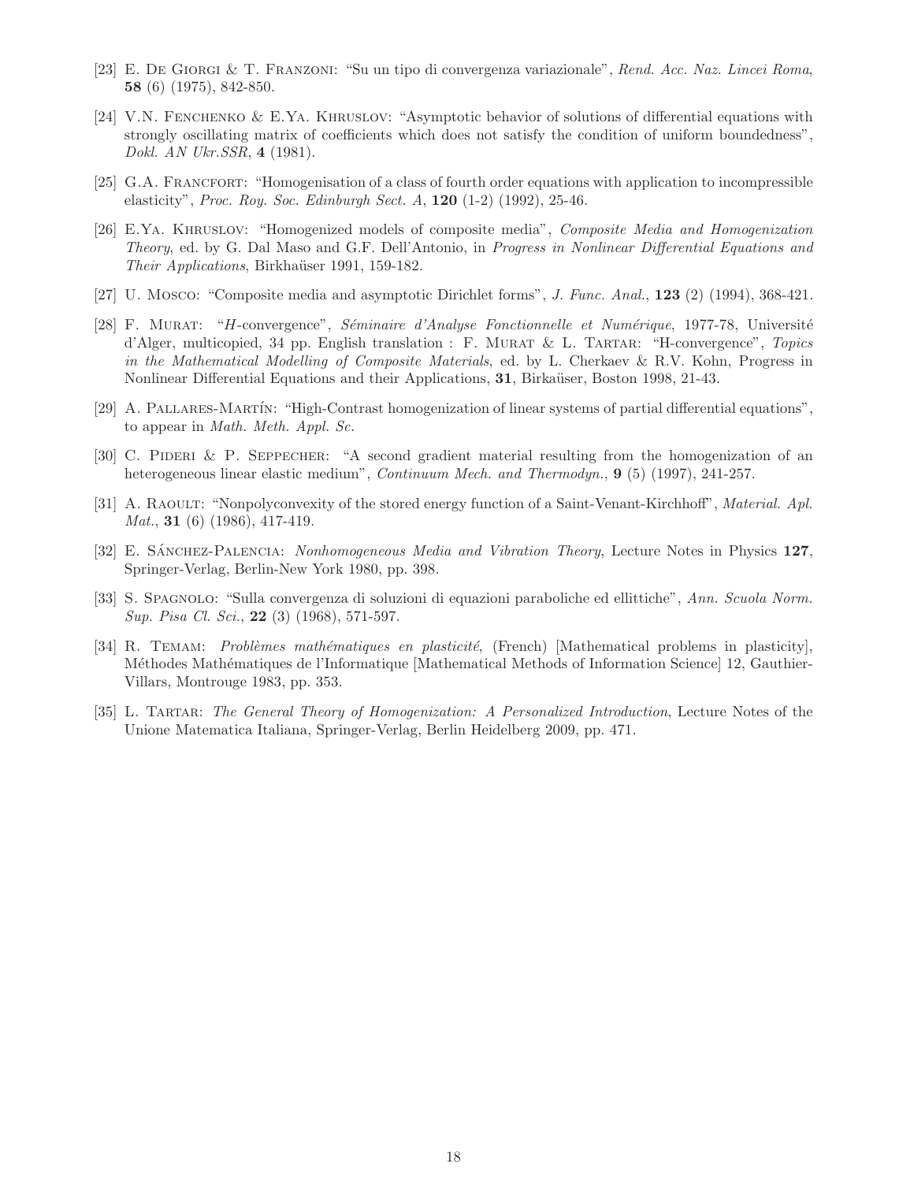[23] E. De Giorgi & T. Franzoni: "Su un tipo di convergenza variazionale", *Rend. Acc. Naz. Lincei Roma*, **58** (6) (1975), 842-850.

[24] V.N. Fenchenko & E.Ya. Khruslov: "Asymptotic behavior of solutions of differential equations with strongly oscillating matrix of coefficients which does not satisfy the condition of uniform boundedness", *Dokl. AN Ukr.SSR*, **4** (1981).

[25] G.A. Francfort: "Homogenisation of a class of fourth order equations with application to incompressible elasticity", *Proc. Roy. Soc. Edinburgh Sect. A*, **120** (1-2) (1992), 25-46.

[26] E.Ya. Khruslov: "Homogenized models of composite media", *Composite Media and Homogenization Theory*, ed. by G. Dal Maso and G.F. Dell'Antonio, in *Progress in Nonlinear Differential Equations and Their Applications*, Birkhaüser 1991, 159-182.

[27] U. Mosco: "Composite media and asymptotic Dirichlet forms", *J. Func. Anal.*, **123** (2) (1994), 368-421.

[28] F. Murat: "*H*-convergence", *Séminaire d'Analyse Fonctionnelle et Numérique*, 1977-78, Université d'Alger, multicopied, 34 pp. English translation : F. Murat & L. Tartar: "H-convergence", *Topics in the Mathematical Modelling of Composite Materials*, ed. by L. Cherkaev & R.V. Kohn, Progress in Nonlinear Differential Equations and their Applications, **31**, Birkaüser, Boston 1998, 21-43.

[29] A. Pallares-Martín: "High-Contrast homogenization of linear systems of partial differential equations", to appear in *Math. Meth. Appl. Sc.*

[30] C. Pideri & P. Seppecher: "A second gradient material resulting from the homogenization of an heterogeneous linear elastic medium", *Continuum Mech. and Thermodyn.*, **9** (5) (1997), 241-257.

[31] A. Raoult: "Nonpolyconvexity of the stored energy function of a Saint-Venant-Kirchhoff", *Material. Apl. Mat.*, **31** (6) (1986), 417-419.

[32] E. Sánchez-Palencia: *Nonhomogeneous Media and Vibration Theory*, Lecture Notes in Physics **127**, Springer-Verlag, Berlin-New York 1980, pp. 398.

[33] S. Spagnolo: "Sulla convergenza di soluzioni di equazioni paraboliche ed ellittiche", *Ann. Scuola Norm. Sup. Pisa Cl. Sci.*, **22** (3) (1968), 571-597.

[34] R. Temam: *Problèmes mathématiques en plasticité*, (French) [Mathematical problems in plasticity], Méthodes Mathématiques de l'Informatique [Mathematical Methods of Information Science] 12, Gauthier-Villars, Montrouge 1983, pp. 353.

[35] L. Tartar: *The General Theory of Homogenization: A Personalized Introduction*, Lecture Notes of the Unione Matematica Italiana, Springer-Verlag, Berlin Heidelberg 2009, pp. 471.